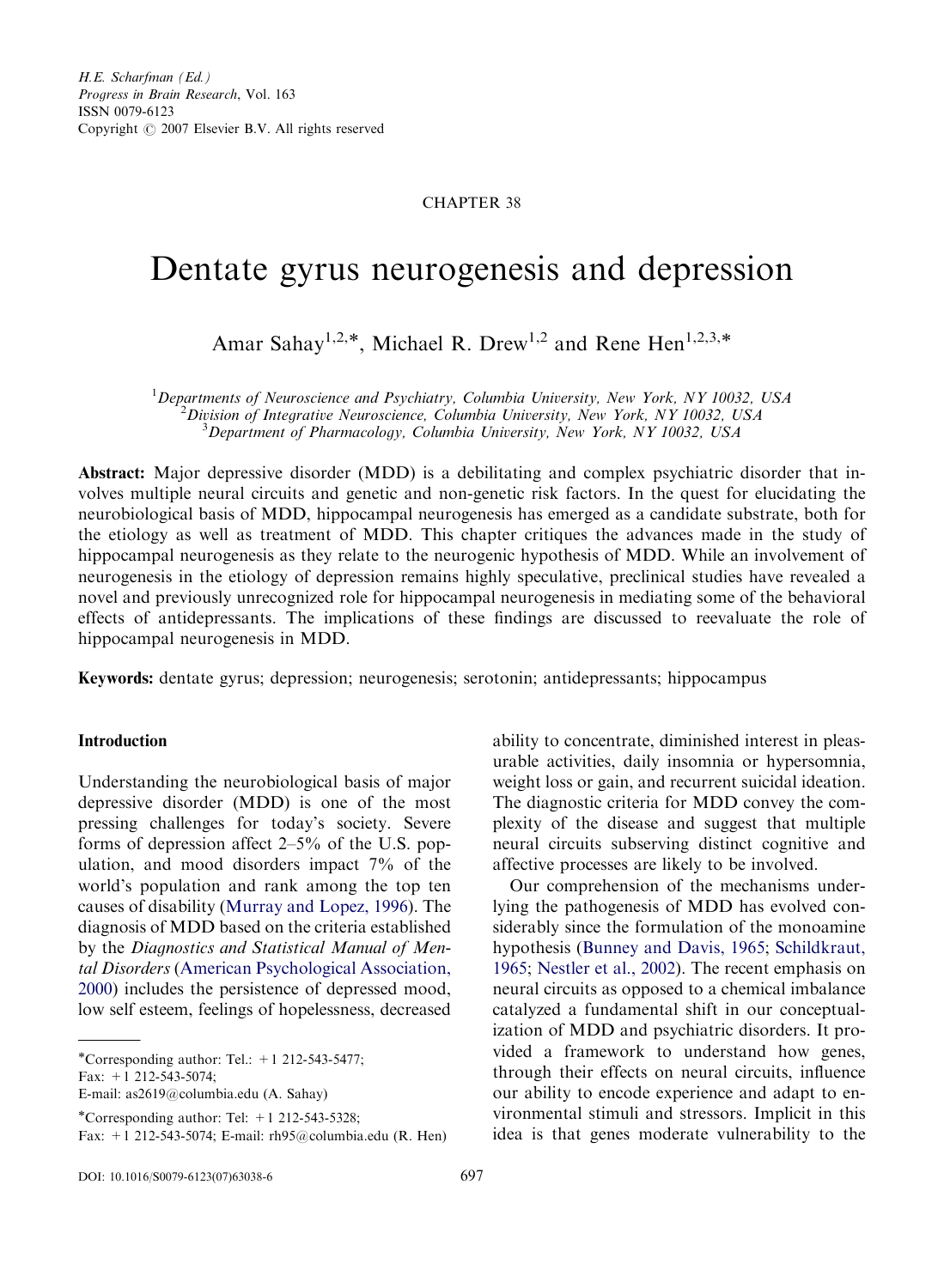H.E. Scharfman (Ed.)
*Progress in Brain Research*, Vol. 163
ISSN 0079-6123
Copyright © 2007 Elsevier B.V. All rights reserved

CHAPTER 38

# Dentate gyrus neurogenesis and depression

Amar Sahay[1,2,*], Michael R. Drew[1,2] and Rene Hen[1,2,3,*]

[1]Departments of Neuroscience and Psychiatry, Columbia University, New York, NY 10032, USA
[2]Division of Integrative Neuroscience, Columbia University, New York, NY 10032, USA
[3]Department of Pharmacology, Columbia University, New York, NY 10032, USA

**Abstract:** Major depressive disorder (MDD) is a debilitating and complex psychiatric disorder that involves multiple neural circuits and genetic and non-genetic risk factors. In the quest for elucidating the neurobiological basis of MDD, hippocampal neurogenesis has emerged as a candidate substrate, both for the etiology as well as treatment of MDD. This chapter critiques the advances made in the study of hippocampal neurogenesis as they relate to the neurogenic hypothesis of MDD. While an involvement of neurogenesis in the etiology of depression remains highly speculative, preclinical studies have revealed a novel and previously unrecognized role for hippocampal neurogenesis in mediating some of the behavioral effects of antidepressants. The implications of these findings are discussed to reevaluate the role of hippocampal neurogenesis in MDD.

**Keywords:** dentate gyrus; depression; neurogenesis; serotonin; antidepressants; hippocampus

## Introduction

Understanding the neurobiological basis of major depressive disorder (MDD) is one of the most pressing challenges for today's society. Severe forms of depression affect 2–5% of the U.S. population, and mood disorders impact 7% of the world's population and rank among the top ten causes of disability (Murray and Lopez, 1996). The diagnosis of MDD based on the criteria established by the *Diagnostics and Statistical Manual of Mental Disorders* (American Psychological Association, 2000) includes the persistence of depressed mood, low self esteem, feelings of hopelessness, decreased ability to concentrate, diminished interest in pleasurable activities, daily insomnia or hypersomnia, weight loss or gain, and recurrent suicidal ideation. The diagnostic criteria for MDD convey the complexity of the disease and suggest that multiple neural circuits subserving distinct cognitive and affective processes are likely to be involved.

Our comprehension of the mechanisms underlying the pathogenesis of MDD has evolved considerably since the formulation of the monoamine hypothesis (Bunney and Davis, 1965; Schildkraut, 1965; Nestler et al., 2002). The recent emphasis on neural circuits as opposed to a chemical imbalance catalyzed a fundamental shift in our conceptualization of MDD and psychiatric disorders. It provided a framework to understand how genes, through their effects on neural circuits, influence our ability to encode experience and adapt to environmental stimuli and stressors. Implicit in this idea is that genes moderate vulnerability to the

*Corresponding author: Tel.: +1 212-543-5477;
Fax: +1 212-543-5074;
E-mail: as2619@columbia.edu (A. Sahay)

*Corresponding author: Tel: +1 212-543-5328;
Fax: +1 212-543-5074; E-mail: rh95@columbia.edu (R. Hen)

DOI: 10.1016/S0079-6123(07)63038-6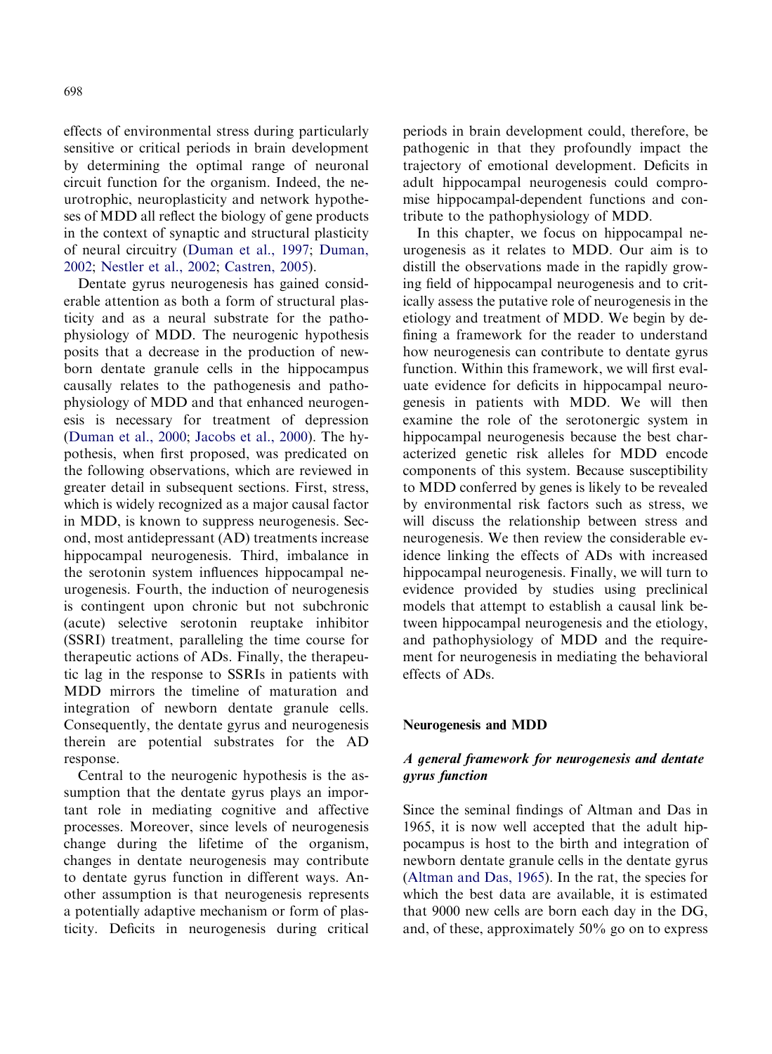effects of environmental stress during particularly sensitive or critical periods in brain development by determining the optimal range of neuronal circuit function for the organism. Indeed, the neurotrophic, neuroplasticity and network hypotheses of MDD all reflect the biology of gene products in the context of synaptic and structural plasticity of neural circuitry (Duman et al., 1997; Duman, 2002; Nestler et al., 2002; Castren, 2005).

Dentate gyrus neurogenesis has gained considerable attention as both a form of structural plasticity and as a neural substrate for the pathophysiology of MDD. The neurogenic hypothesis posits that a decrease in the production of newborn dentate granule cells in the hippocampus causally relates to the pathogenesis and pathophysiology of MDD and that enhanced neurogenesis is necessary for treatment of depression (Duman et al., 2000; Jacobs et al., 2000). The hypothesis, when first proposed, was predicated on the following observations, which are reviewed in greater detail in subsequent sections. First, stress, which is widely recognized as a major causal factor in MDD, is known to suppress neurogenesis. Second, most antidepressant (AD) treatments increase hippocampal neurogenesis. Third, imbalance in the serotonin system influences hippocampal neurogenesis. Fourth, the induction of neurogenesis is contingent upon chronic but not subchronic (acute) selective serotonin reuptake inhibitor (SSRI) treatment, paralleling the time course for therapeutic actions of ADs. Finally, the therapeutic lag in the response to SSRIs in patients with MDD mirrors the timeline of maturation and integration of newborn dentate granule cells. Consequently, the dentate gyrus and neurogenesis therein are potential substrates for the AD response.

Central to the neurogenic hypothesis is the assumption that the dentate gyrus plays an important role in mediating cognitive and affective processes. Moreover, since levels of neurogenesis change during the lifetime of the organism, changes in dentate neurogenesis may contribute to dentate gyrus function in different ways. Another assumption is that neurogenesis represents a potentially adaptive mechanism or form of plasticity. Deficits in neurogenesis during critical periods in brain development could, therefore, be pathogenic in that they profoundly impact the trajectory of emotional development. Deficits in adult hippocampal neurogenesis could compromise hippocampal-dependent functions and contribute to the pathophysiology of MDD.

In this chapter, we focus on hippocampal neurogenesis as it relates to MDD. Our aim is to distill the observations made in the rapidly growing field of hippocampal neurogenesis and to critically assess the putative role of neurogenesis in the etiology and treatment of MDD. We begin by defining a framework for the reader to understand how neurogenesis can contribute to dentate gyrus function. Within this framework, we will first evaluate evidence for deficits in hippocampal neurogenesis in patients with MDD. We will then examine the role of the serotonergic system in hippocampal neurogenesis because the best characterized genetic risk alleles for MDD encode components of this system. Because susceptibility to MDD conferred by genes is likely to be revealed by environmental risk factors such as stress, we will discuss the relationship between stress and neurogenesis. We then review the considerable evidence linking the effects of ADs with increased hippocampal neurogenesis. Finally, we will turn to evidence provided by studies using preclinical models that attempt to establish a causal link between hippocampal neurogenesis and the etiology, and pathophysiology of MDD and the requirement for neurogenesis in mediating the behavioral effects of ADs.

## Neurogenesis and MDD

### *A general framework for neurogenesis and dentate gyrus function*

Since the seminal findings of Altman and Das in 1965, it is now well accepted that the adult hippocampus is host to the birth and integration of newborn dentate granule cells in the dentate gyrus (Altman and Das, 1965). In the rat, the species for which the best data are available, it is estimated that 9000 new cells are born each day in the DG, and, of these, approximately 50% go on to express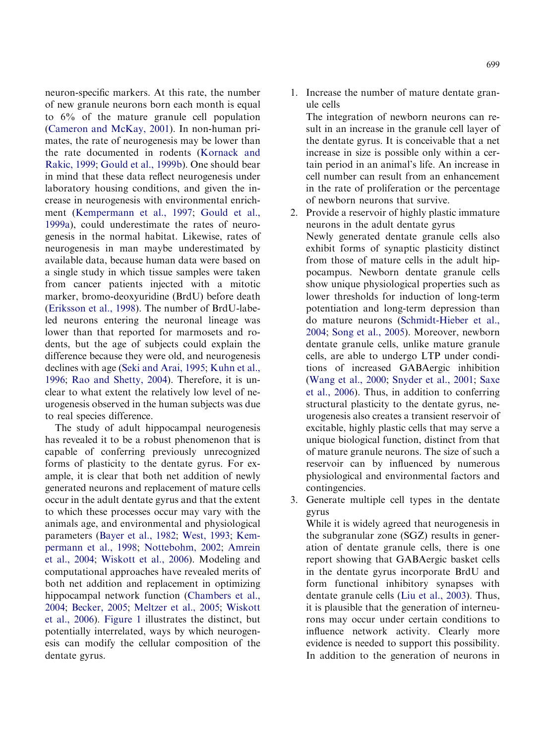neuron-specific markers. At this rate, the number of new granule neurons born each month is equal to 6% of the mature granule cell population (Cameron and McKay, 2001). In non-human primates, the rate of neurogenesis may be lower than the rate documented in rodents (Kornack and Rakic, 1999; Gould et al., 1999b). One should bear in mind that these data reflect neurogenesis under laboratory housing conditions, and given the increase in neurogenesis with environmental enrichment (Kempermann et al., 1997; Gould et al., 1999a), could underestimate the rates of neurogenesis in the normal habitat. Likewise, rates of neurogenesis in man maybe underestimated by available data, because human data were based on a single study in which tissue samples were taken from cancer patients injected with a mitotic marker, bromo-deoxyuridine (BrdU) before death (Eriksson et al., 1998). The number of BrdU-labeled neurons entering the neuronal lineage was lower than that reported for marmosets and rodents, but the age of subjects could explain the difference because they were old, and neurogenesis declines with age (Seki and Arai, 1995; Kuhn et al., 1996; Rao and Shetty, 2004). Therefore, it is unclear to what extent the relatively low level of neurogenesis observed in the human subjects was due to real species difference.

The study of adult hippocampal neurogenesis has revealed it to be a robust phenomenon that is capable of conferring previously unrecognized forms of plasticity to the dentate gyrus. For example, it is clear that both net addition of newly generated neurons and replacement of mature cells occur in the adult dentate gyrus and that the extent to which these processes occur may vary with the animals age, and environmental and physiological parameters (Bayer et al., 1982; West, 1993; Kempermann et al., 1998; Nottebohm, 2002; Amrein et al., 2004; Wiskott et al., 2006). Modeling and computational approaches have revealed merits of both net addition and replacement in optimizing hippocampal network function (Chambers et al., 2004; Becker, 2005; Meltzer et al., 2005; Wiskott et al., 2006). Figure 1 illustrates the distinct, but potentially interrelated, ways by which neurogenesis can modify the cellular composition of the dentate gyrus.

1. Increase the number of mature dentate granule cells

   The integration of newborn neurons can result in an increase in the granule cell layer of the dentate gyrus. It is conceivable that a net increase in size is possible only within a certain period in an animal's life. An increase in cell number can result from an enhancement in the rate of proliferation or the percentage of newborn neurons that survive.

2. Provide a reservoir of highly plastic immature neurons in the adult dentate gyrus

   Newly generated dentate granule cells also exhibit forms of synaptic plasticity distinct from those of mature cells in the adult hippocampus. Newborn dentate granule cells show unique physiological properties such as lower thresholds for induction of long-term potentiation and long-term depression than do mature neurons (Schmidt-Hieber et al., 2004; Song et al., 2005). Moreover, newborn dentate granule cells, unlike mature granule cells, are able to undergo LTP under conditions of increased GABAergic inhibition (Wang et al., 2000; Snyder et al., 2001; Saxe et al., 2006). Thus, in addition to conferring structural plasticity to the dentate gyrus, neurogenesis also creates a transient reservoir of excitable, highly plastic cells that may serve a unique biological function, distinct from that of mature granule neurons. The size of such a reservoir can by influenced by numerous physiological and environmental factors and contingencies.

3. Generate multiple cell types in the dentate gyrus

   While it is widely agreed that neurogenesis in the subgranular zone (SGZ) results in generation of dentate granule cells, there is one report showing that GABAergic basket cells in the dentate gyrus incorporate BrdU and form functional inhibitory synapses with dentate granule cells (Liu et al., 2003). Thus, it is plausible that the generation of interneurons may occur under certain conditions to influence network activity. Clearly more evidence is needed to support this possibility. In addition to the generation of neurons in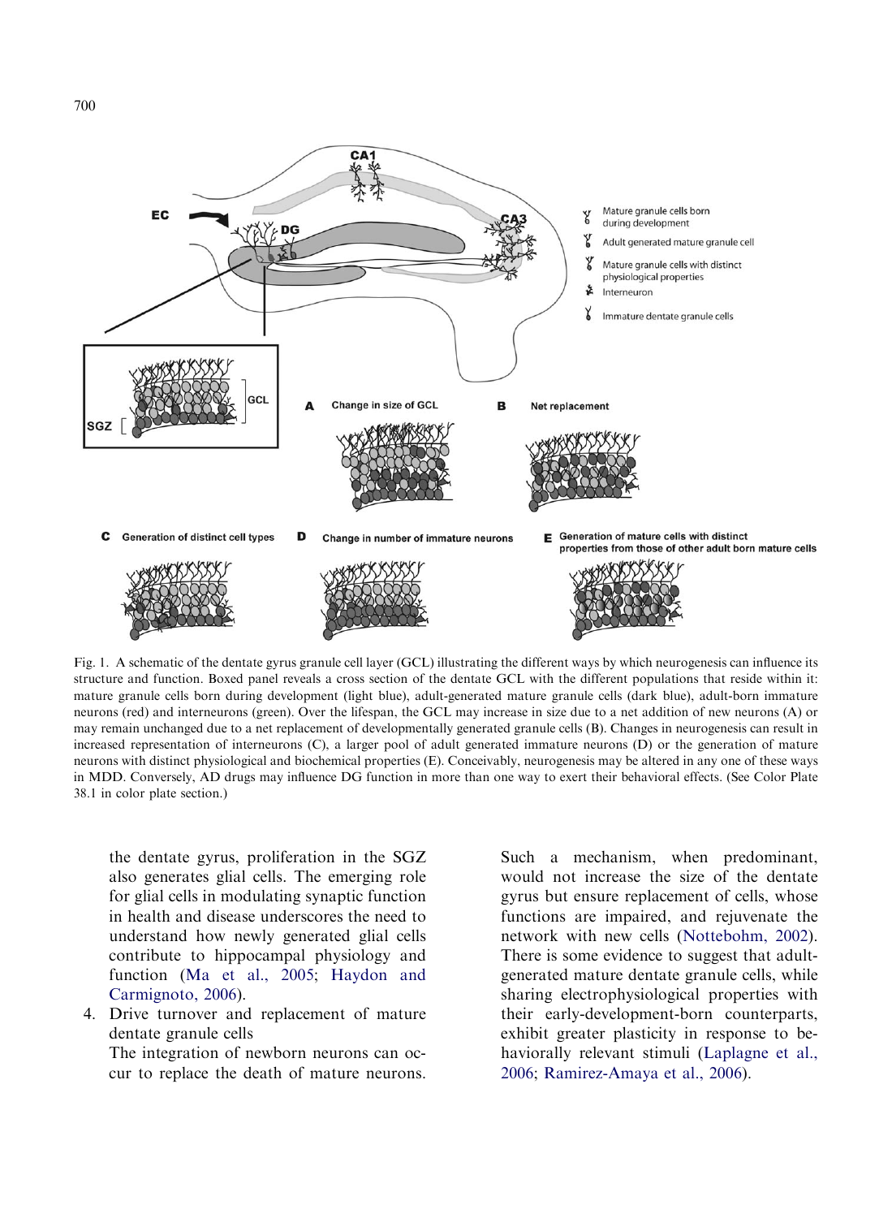Fig. 1. A schematic of the dentate gyrus granule cell layer (GCL) illustrating the different ways by which neurogenesis can influence its structure and function. Boxed panel reveals a cross section of the dentate GCL with the different populations that reside within it: mature granule cells born during development (light blue), adult-generated mature granule cells (dark blue), adult-born immature neurons (red) and interneurons (green). Over the lifespan, the GCL may increase in size due to a net addition of new neurons (A) or may remain unchanged due to a net replacement of developmentally generated granule cells (B). Changes in neurogenesis can result in increased representation of interneurons (C), a larger pool of adult generated immature neurons (D) or the generation of mature neurons with distinct physiological and biochemical properties (E). Conceivably, neurogenesis may be altered in any one of these ways in MDD. Conversely, AD drugs may influence DG function in more than one way to exert their behavioral effects. (See Color Plate 38.1 in color plate section.)

the dentate gyrus, proliferation in the SGZ also generates glial cells. The emerging role for glial cells in modulating synaptic function in health and disease underscores the need to understand how newly generated glial cells contribute to hippocampal physiology and function (Ma et al., 2005; Haydon and Carmignoto, 2006).

4. Drive turnover and replacement of mature dentate granule cells

   The integration of newborn neurons can occur to replace the death of mature neurons. Such a mechanism, when predominant, would not increase the size of the dentate gyrus but ensure replacement of cells, whose functions are impaired, and rejuvenate the network with new cells (Nottebohm, 2002). There is some evidence to suggest that adult-generated mature dentate granule cells, while sharing electrophysiological properties with their early-development-born counterparts, exhibit greater plasticity in response to behaviorally relevant stimuli (Laplagne et al., 2006; Ramirez-Amaya et al., 2006).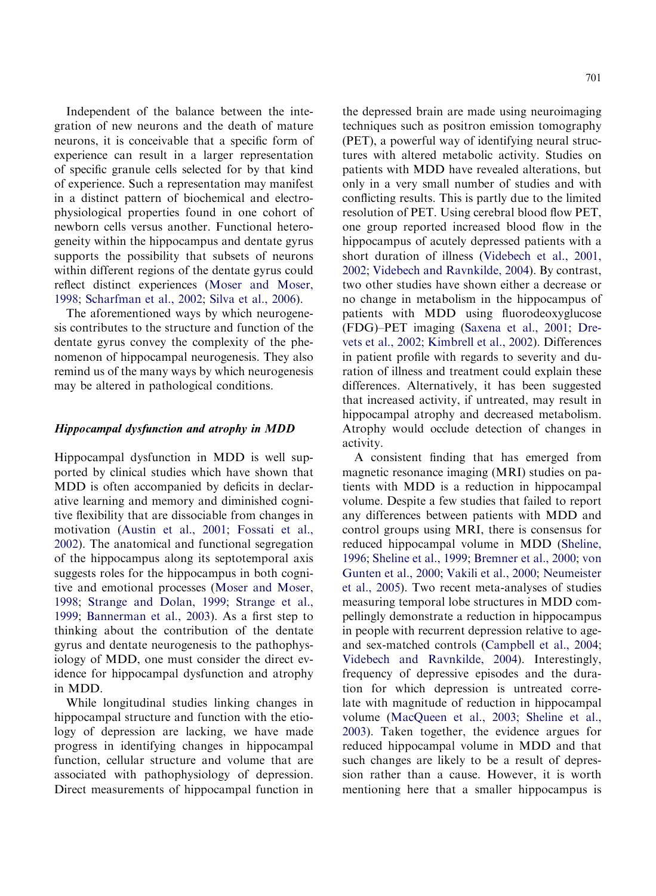Independent of the balance between the integration of new neurons and the death of mature neurons, it is conceivable that a specific form of experience can result in a larger representation of specific granule cells selected for that kind of experience. Such a representation may manifest in a distinct pattern of biochemical and electrophysiological properties found in one cohort of newborn cells versus another. Functional heterogeneity within the hippocampus and dentate gyrus supports the possibility that subsets of neurons within different regions of the dentate gyrus could reflect distinct experiences (Moser and Moser, 1998; Scharfman et al., 2002; Silva et al., 2006).

The aforementioned ways by which neurogenesis contributes to the structure and function of the dentate gyrus convey the complexity of the phenomenon of hippocampal neurogenesis. They also remind us of the many ways by which neurogenesis may be altered in pathological conditions.

### *Hippocampal dysfunction and atrophy in MDD*

Hippocampal dysfunction in MDD is well supported by clinical studies which have shown that MDD is often accompanied by deficits in declarative learning and memory and diminished cognitive flexibility that are dissociable from changes in motivation (Austin et al., 2001; Fossati et al., 2002). The anatomical and functional segregation of the hippocampus along its septotemporal axis suggests roles for the hippocampus in both cognitive and emotional processes (Moser and Moser, 1998; Strange and Dolan, 1999; Strange et al., 1999; Bannerman et al., 2003). As a first step to thinking about the contribution of the dentate gyrus and dentate neurogenesis to the pathophysiology of MDD, one must consider the direct evidence for hippocampal dysfunction and atrophy in MDD.

While longitudinal studies linking changes in hippocampal structure and function with the etiology of depression are lacking, we have made progress in identifying changes in hippocampal function, cellular structure and volume that are associated with pathophysiology of depression. Direct measurements of hippocampal function in the depressed brain are made using neuroimaging techniques such as positron emission tomography (PET), a powerful way of identifying neural structures with altered metabolic activity. Studies on patients with MDD have revealed alterations, but only in a very small number of studies and with conflicting results. This is partly due to the limited resolution of PET. Using cerebral blood flow PET, one group reported increased blood flow in the hippocampus of acutely depressed patients with a short duration of illness (Videbech et al., 2001, 2002; Videbech and Ravnkilde, 2004). By contrast, two other studies have shown either a decrease or no change in metabolism in the hippocampus of patients with MDD using fluorodeoxyglucose (FDG)–PET imaging (Saxena et al., 2001; Drevets et al., 2002; Kimbrell et al., 2002). Differences in patient profile with regards to severity and duration of illness and treatment could explain these differences. Alternatively, it has been suggested that increased activity, if untreated, may result in hippocampal atrophy and decreased metabolism. Atrophy would occlude detection of changes in activity.

A consistent finding that has emerged from magnetic resonance imaging (MRI) studies on patients with MDD is a reduction in hippocampal volume. Despite a few studies that failed to report any differences between patients with MDD and control groups using MRI, there is consensus for reduced hippocampal volume in MDD (Sheline, 1996; Sheline et al., 1999; Bremner et al., 2000; von Gunten et al., 2000; Vakili et al., 2000; Neumeister et al., 2005). Two recent meta-analyses of studies measuring temporal lobe structures in MDD compellingly demonstrate a reduction in hippocampus in people with recurrent depression relative to age- and sex-matched controls (Campbell et al., 2004; Videbech and Ravnkilde, 2004). Interestingly, frequency of depressive episodes and the duration for which depression is untreated correlate with magnitude of reduction in hippocampal volume (MacQueen et al., 2003; Sheline et al., 2003). Taken together, the evidence argues for reduced hippocampal volume in MDD and that such changes are likely to be a result of depression rather than a cause. However, it is worth mentioning here that a smaller hippocampus is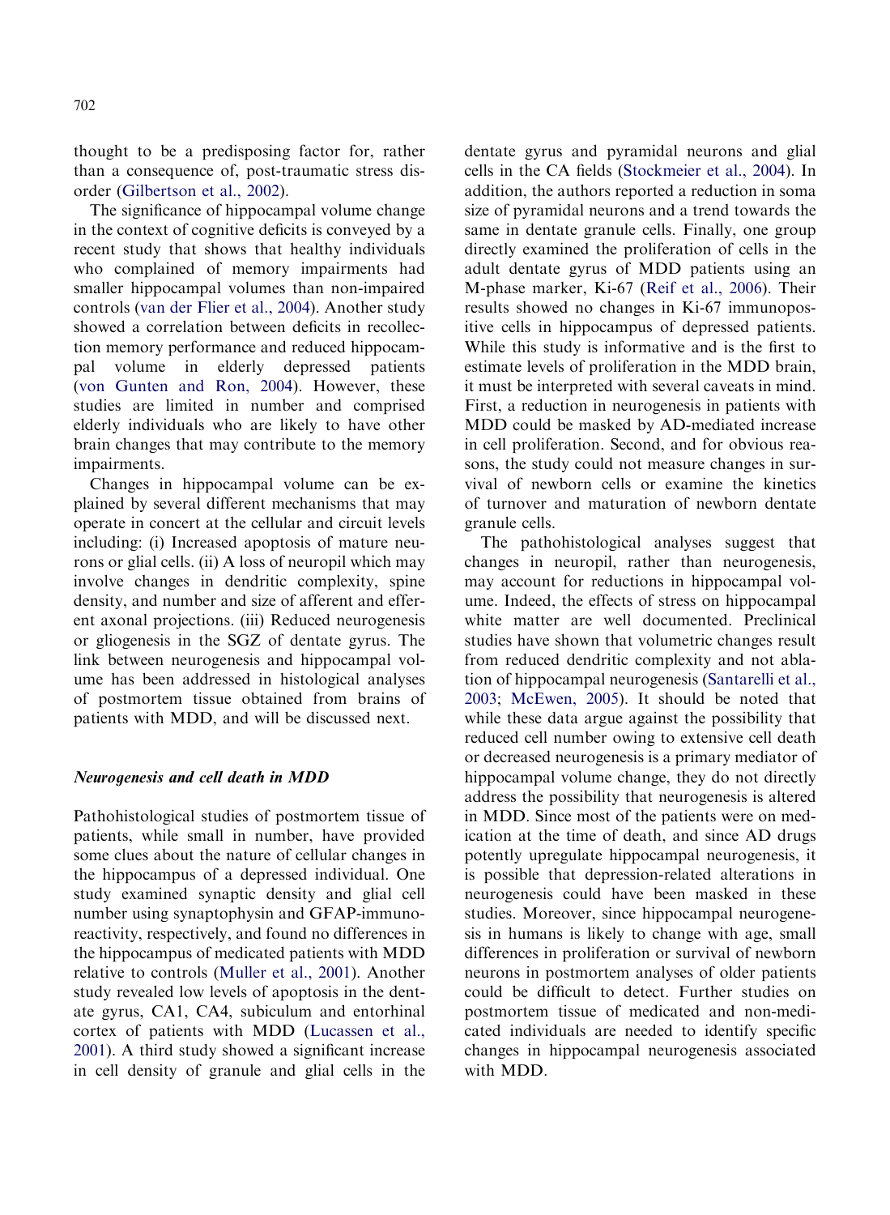thought to be a predisposing factor for, rather than a consequence of, post-traumatic stress disorder (Gilbertson et al., 2002).

The significance of hippocampal volume change in the context of cognitive deficits is conveyed by a recent study that shows that healthy individuals who complained of memory impairments had smaller hippocampal volumes than non-impaired controls (van der Flier et al., 2004). Another study showed a correlation between deficits in recollection memory performance and reduced hippocampal volume in elderly depressed patients (von Gunten and Ron, 2004). However, these studies are limited in number and comprised elderly individuals who are likely to have other brain changes that may contribute to the memory impairments.

Changes in hippocampal volume can be explained by several different mechanisms that may operate in concert at the cellular and circuit levels including: (i) Increased apoptosis of mature neurons or glial cells. (ii) A loss of neuropil which may involve changes in dendritic complexity, spine density, and number and size of afferent and efferent axonal projections. (iii) Reduced neurogenesis or gliogenesis in the SGZ of dentate gyrus. The link between neurogenesis and hippocampal volume has been addressed in histological analyses of postmortem tissue obtained from brains of patients with MDD, and will be discussed next.

### *Neurogenesis and cell death in MDD*

Pathohistological studies of postmortem tissue of patients, while small in number, have provided some clues about the nature of cellular changes in the hippocampus of a depressed individual. One study examined synaptic density and glial cell number using synaptophysin and GFAP-immunoreactivity, respectively, and found no differences in the hippocampus of medicated patients with MDD relative to controls (Muller et al., 2001). Another study revealed low levels of apoptosis in the dentate gyrus, CA1, CA4, subiculum and entorhinal cortex of patients with MDD (Lucassen et al., 2001). A third study showed a significant increase in cell density of granule and glial cells in the dentate gyrus and pyramidal neurons and glial cells in the CA fields (Stockmeier et al., 2004). In addition, the authors reported a reduction in soma size of pyramidal neurons and a trend towards the same in dentate granule cells. Finally, one group directly examined the proliferation of cells in the adult dentate gyrus of MDD patients using an M-phase marker, Ki-67 (Reif et al., 2006). Their results showed no changes in Ki-67 immunopositive cells in hippocampus of depressed patients. While this study is informative and is the first to estimate levels of proliferation in the MDD brain, it must be interpreted with several caveats in mind. First, a reduction in neurogenesis in patients with MDD could be masked by AD-mediated increase in cell proliferation. Second, and for obvious reasons, the study could not measure changes in survival of newborn cells or examine the kinetics of turnover and maturation of newborn dentate granule cells.

The pathohistological analyses suggest that changes in neuropil, rather than neurogenesis, may account for reductions in hippocampal volume. Indeed, the effects of stress on hippocampal white matter are well documented. Preclinical studies have shown that volumetric changes result from reduced dendritic complexity and not ablation of hippocampal neurogenesis (Santarelli et al., 2003; McEwen, 2005). It should be noted that while these data argue against the possibility that reduced cell number owing to extensive cell death or decreased neurogenesis is a primary mediator of hippocampal volume change, they do not directly address the possibility that neurogenesis is altered in MDD. Since most of the patients were on medication at the time of death, and since AD drugs potently upregulate hippocampal neurogenesis, it is possible that depression-related alterations in neurogenesis could have been masked in these studies. Moreover, since hippocampal neurogenesis in humans is likely to change with age, small differences in proliferation or survival of newborn neurons in postmortem analyses of older patients could be difficult to detect. Further studies on postmortem tissue of medicated and non-medicated individuals are needed to identify specific changes in hippocampal neurogenesis associated with MDD.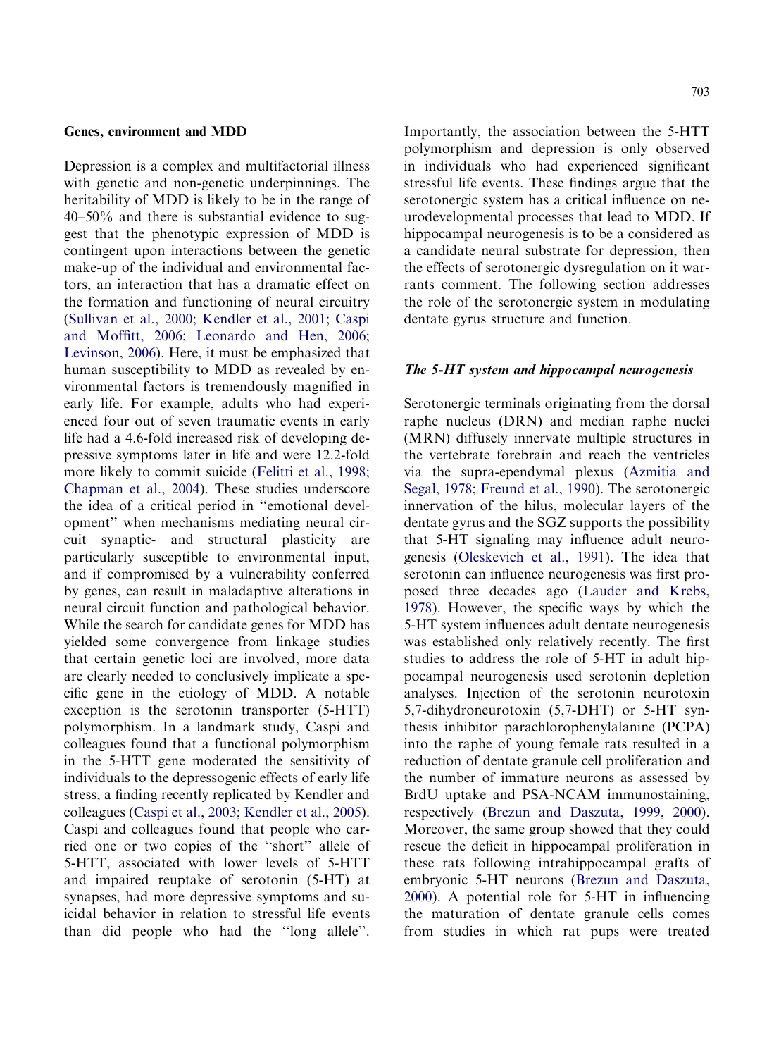## Genes, environment and MDD

Depression is a complex and multifactorial illness with genetic and non-genetic underpinnings. The heritability of MDD is likely to be in the range of 40–50% and there is substantial evidence to suggest that the phenotypic expression of MDD is contingent upon interactions between the genetic make-up of the individual and environmental factors, an interaction that has a dramatic effect on the formation and functioning of neural circuitry (Sullivan et al., 2000; Kendler et al., 2001; Caspi and Moffitt, 2006; Leonardo and Hen, 2006; Levinson, 2006). Here, it must be emphasized that human susceptibility to MDD as revealed by environmental factors is tremendously magnified in early life. For example, adults who had experienced four out of seven traumatic events in early life had a 4.6-fold increased risk of developing depressive symptoms later in life and were 12.2-fold more likely to commit suicide (Felitti et al., 1998; Chapman et al., 2004). These studies underscore the idea of a critical period in ''emotional development'' when mechanisms mediating neural circuit synaptic- and structural plasticity are particularly susceptible to environmental input, and if compromised by a vulnerability conferred by genes, can result in maladaptive alterations in neural circuit function and pathological behavior. While the search for candidate genes for MDD has yielded some convergence from linkage studies that certain genetic loci are involved, more data are clearly needed to conclusively implicate a specific gene in the etiology of MDD. A notable exception is the serotonin transporter (5-HTT) polymorphism. In a landmark study, Caspi and colleagues found that a functional polymorphism in the 5-HTT gene moderated the sensitivity of individuals to the depressogenic effects of early life stress, a finding recently replicated by Kendler and colleagues (Caspi et al., 2003; Kendler et al., 2005). Caspi and colleagues found that people who carried one or two copies of the ''short'' allele of 5-HTT, associated with lower levels of 5-HTT and impaired reuptake of serotonin (5-HT) at synapses, had more depressive symptoms and suicidal behavior in relation to stressful life events than did people who had the ''long allele''. Importantly, the association between the 5-HTT polymorphism and depression is only observed in individuals who had experienced significant stressful life events. These findings argue that the serotonergic system has a critical influence on neurodevelopmental processes that lead to MDD. If hippocampal neurogenesis is to be a considered as a candidate neural substrate for depression, then the effects of serotonergic dysregulation on it warrants comment. The following section addresses the role of the serotonergic system in modulating dentate gyrus structure and function.

### *The 5-HT system and hippocampal neurogenesis*

Serotonergic terminals originating from the dorsal raphe nucleus (DRN) and median raphe nuclei (MRN) diffusely innervate multiple structures in the vertebrate forebrain and reach the ventricles via the supra-ependymal plexus (Azmitia and Segal, 1978; Freund et al., 1990). The serotonergic innervation of the hilus, molecular layers of the dentate gyrus and the SGZ supports the possibility that 5-HT signaling may influence adult neurogenesis (Oleskevich et al., 1991). The idea that serotonin can influence neurogenesis was first proposed three decades ago (Lauder and Krebs, 1978). However, the specific ways by which the 5-HT system influences adult dentate neurogenesis was established only relatively recently. The first studies to address the role of 5-HT in adult hippocampal neurogenesis used serotonin depletion analyses. Injection of the serotonin neurotoxin 5,7-dihydroneurotoxin (5,7-DHT) or 5-HT synthesis inhibitor parachlorophenylalanine (PCPA) into the raphe of young female rats resulted in a reduction of dentate granule cell proliferation and the number of immature neurons as assessed by BrdU uptake and PSA-NCAM immunostaining, respectively (Brezun and Daszuta, 1999, 2000). Moreover, the same group showed that they could rescue the deficit in hippocampal proliferation in these rats following intrahippocampal grafts of embryonic 5-HT neurons (Brezun and Daszuta, 2000). A potential role for 5-HT in influencing the maturation of dentate granule cells comes from studies in which rat pups were treated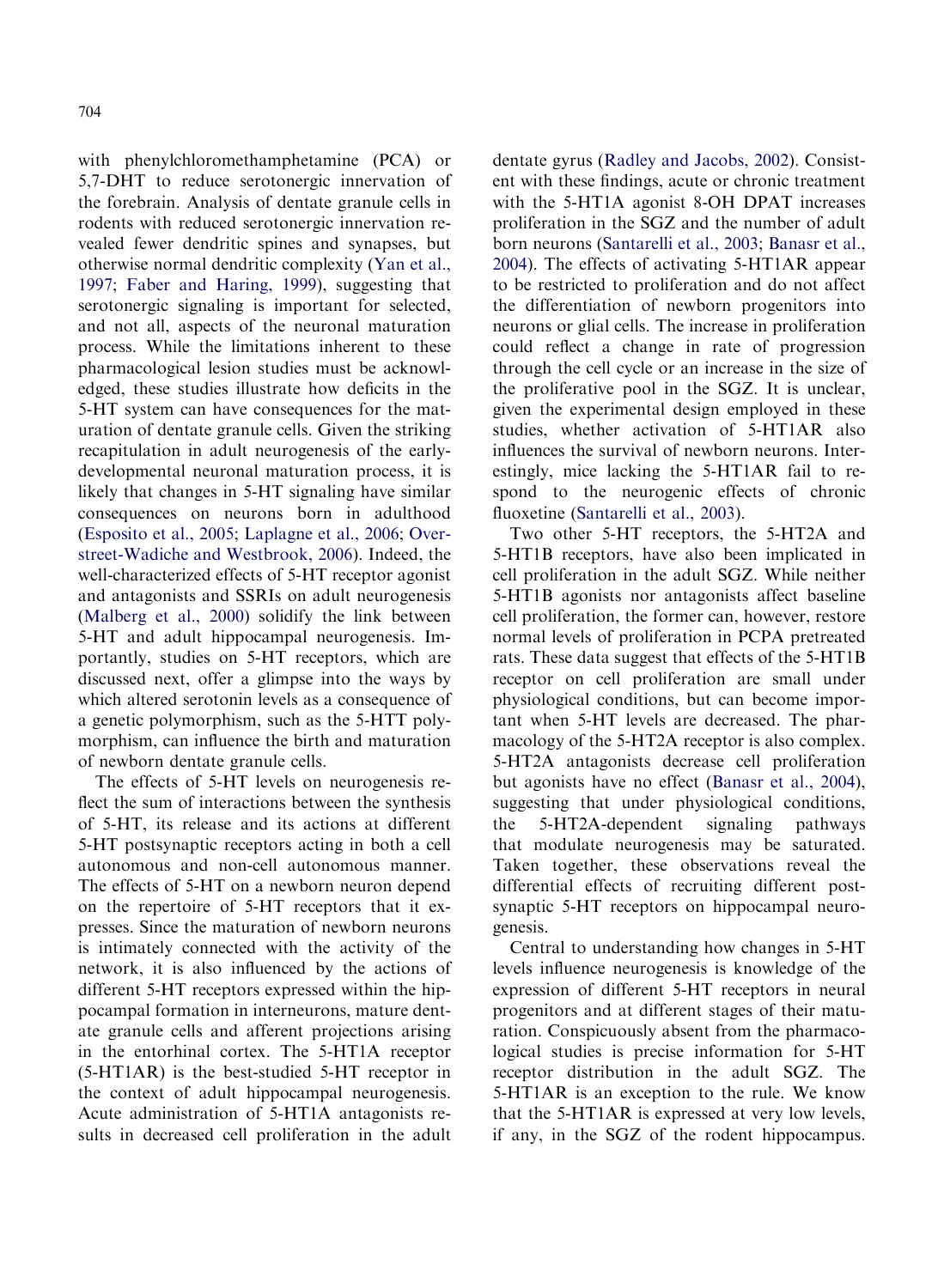with phenylchloromethamphetamine (PCA) or 5,7-DHT to reduce serotonergic innervation of the forebrain. Analysis of dentate granule cells in rodents with reduced serotonergic innervation revealed fewer dendritic spines and synapses, but otherwise normal dendritic complexity (Yan et al., 1997; Faber and Haring, 1999), suggesting that serotonergic signaling is important for selected, and not all, aspects of the neuronal maturation process. While the limitations inherent to these pharmacological lesion studies must be acknowledged, these studies illustrate how deficits in the 5-HT system can have consequences for the maturation of dentate granule cells. Given the striking recapitulation in adult neurogenesis of the early-developmental neuronal maturation process, it is likely that changes in 5-HT signaling have similar consequences on neurons born in adulthood (Esposito et al., 2005; Laplagne et al., 2006; Overstreet-Wadiche and Westbrook, 2006). Indeed, the well-characterized effects of 5-HT receptor agonist and antagonists and SSRIs on adult neurogenesis (Malberg et al., 2000) solidify the link between 5-HT and adult hippocampal neurogenesis. Importantly, studies on 5-HT receptors, which are discussed next, offer a glimpse into the ways by which altered serotonin levels as a consequence of a genetic polymorphism, such as the 5-HTT polymorphism, can influence the birth and maturation of newborn dentate granule cells.

The effects of 5-HT levels on neurogenesis reflect the sum of interactions between the synthesis of 5-HT, its release and its actions at different 5-HT postsynaptic receptors acting in both a cell autonomous and non-cell autonomous manner. The effects of 5-HT on a newborn neuron depend on the repertoire of 5-HT receptors that it expresses. Since the maturation of newborn neurons is intimately connected with the activity of the network, it is also influenced by the actions of different 5-HT receptors expressed within the hippocampal formation in interneurons, mature dentate granule cells and afferent projections arising in the entorhinal cortex. The 5-HT1A receptor (5-HT1AR) is the best-studied 5-HT receptor in the context of adult hippocampal neurogenesis. Acute administration of 5-HT1A antagonists results in decreased cell proliferation in the adult dentate gyrus (Radley and Jacobs, 2002). Consistent with these findings, acute or chronic treatment with the 5-HT1A agonist 8-OH DPAT increases proliferation in the SGZ and the number of adult born neurons (Santarelli et al., 2003; Banasr et al., 2004). The effects of activating 5-HT1AR appear to be restricted to proliferation and do not affect the differentiation of newborn progenitors into neurons or glial cells. The increase in proliferation could reflect a change in rate of progression through the cell cycle or an increase in the size of the proliferative pool in the SGZ. It is unclear, given the experimental design employed in these studies, whether activation of 5-HT1AR also influences the survival of newborn neurons. Interestingly, mice lacking the 5-HT1AR fail to respond to the neurogenic effects of chronic fluoxetine (Santarelli et al., 2003).

Two other 5-HT receptors, the 5-HT2A and 5-HT1B receptors, have also been implicated in cell proliferation in the adult SGZ. While neither 5-HT1B agonists nor antagonists affect baseline cell proliferation, the former can, however, restore normal levels of proliferation in PCPA pretreated rats. These data suggest that effects of the 5-HT1B receptor on cell proliferation are small under physiological conditions, but can become important when 5-HT levels are decreased. The pharmacology of the 5-HT2A receptor is also complex. 5-HT2A antagonists decrease cell proliferation but agonists have no effect (Banasr et al., 2004), suggesting that under physiological conditions, the 5-HT2A-dependent signaling pathways that modulate neurogenesis may be saturated. Taken together, these observations reveal the differential effects of recruiting different postsynaptic 5-HT receptors on hippocampal neurogenesis.

Central to understanding how changes in 5-HT levels influence neurogenesis is knowledge of the expression of different 5-HT receptors in neural progenitors and at different stages of their maturation. Conspicuously absent from the pharmacological studies is precise information for 5-HT receptor distribution in the adult SGZ. The 5-HT1AR is an exception to the rule. We know that the 5-HT1AR is expressed at very low levels, if any, in the SGZ of the rodent hippocampus.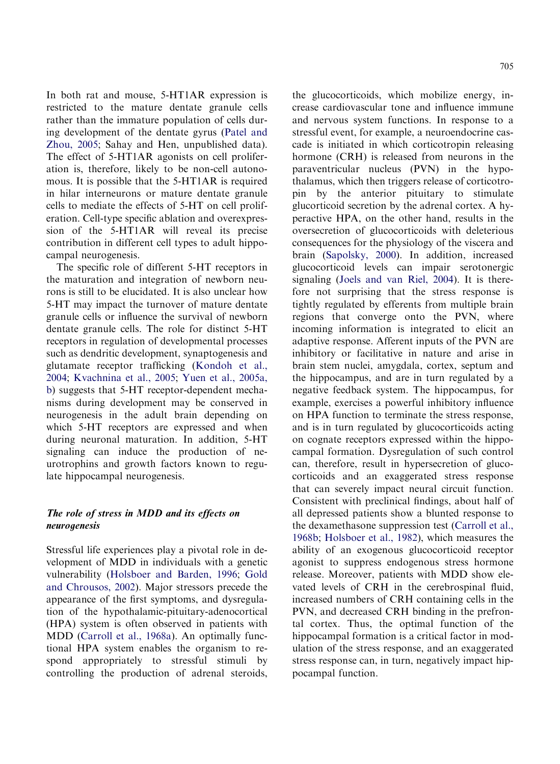In both rat and mouse, 5-HT1AR expression is restricted to the mature dentate granule cells rather than the immature population of cells during development of the dentate gyrus (Patel and Zhou, 2005; Sahay and Hen, unpublished data). The effect of 5-HT1AR agonists on cell proliferation is, therefore, likely to be non-cell autonomous. It is possible that the 5-HT1AR is required in hilar interneurons or mature dentate granule cells to mediate the effects of 5-HT on cell proliferation. Cell-type specific ablation and overexpression of the 5-HT1AR will reveal its precise contribution in different cell types to adult hippocampal neurogenesis.

The specific role of different 5-HT receptors in the maturation and integration of newborn neurons is still to be elucidated. It is also unclear how 5-HT may impact the turnover of mature dentate granule cells or influence the survival of newborn dentate granule cells. The role for distinct 5-HT receptors in regulation of developmental processes such as dendritic development, synaptogenesis and glutamate receptor trafficking (Kondoh et al., 2004; Kvachnina et al., 2005; Yuen et al., 2005a, b) suggests that 5-HT receptor-dependent mechanisms during development may be conserved in neurogenesis in the adult brain depending on which 5-HT receptors are expressed and when during neuronal maturation. In addition, 5-HT signaling can induce the production of neurotrophins and growth factors known to regulate hippocampal neurogenesis.

### *The role of stress in MDD and its effects on neurogenesis*

Stressful life experiences play a pivotal role in development of MDD in individuals with a genetic vulnerability (Holsboer and Barden, 1996; Gold and Chrousos, 2002). Major stressors precede the appearance of the first symptoms, and dysregulation of the hypothalamic-pituitary-adenocortical (HPA) system is often observed in patients with MDD (Carroll et al., 1968a). An optimally functional HPA system enables the organism to respond appropriately to stressful stimuli by controlling the production of adrenal steroids, the glucocorticoids, which mobilize energy, increase cardiovascular tone and influence immune and nervous system functions. In response to a stressful event, for example, a neuroendocrine cascade is initiated in which corticotropin releasing hormone (CRH) is released from neurons in the paraventricular nucleus (PVN) in the hypothalamus, which then triggers release of corticotropin by the anterior pituitary to stimulate glucorticoid secretion by the adrenal cortex. A hyperactive HPA, on the other hand, results in the oversecretion of glucocorticoids with deleterious consequences for the physiology of the viscera and brain (Sapolsky, 2000). In addition, increased glucocorticoid levels can impair serotonergic signaling (Joels and van Riel, 2004). It is therefore not surprising that the stress response is tightly regulated by efferents from multiple brain regions that converge onto the PVN, where incoming information is integrated to elicit an adaptive response. Afferent inputs of the PVN are inhibitory or facilitative in nature and arise in brain stem nuclei, amygdala, cortex, septum and the hippocampus, and are in turn regulated by a negative feedback system. The hippocampus, for example, exercises a powerful inhibitory influence on HPA function to terminate the stress response, and is in turn regulated by glucocorticoids acting on cognate receptors expressed within the hippocampal formation. Dysregulation of such control can, therefore, result in hypersecretion of glucocorticoids and an exaggerated stress response that can severely impact neural circuit function. Consistent with preclinical findings, about half of all depressed patients show a blunted response to the dexamethasone suppression test (Carroll et al., 1968b; Holsboer et al., 1982), which measures the ability of an exogenous glucocorticoid receptor agonist to suppress endogenous stress hormone release. Moreover, patients with MDD show elevated levels of CRH in the cerebrospinal fluid, increased numbers of CRH containing cells in the PVN, and decreased CRH binding in the prefrontal cortex. Thus, the optimal function of the hippocampal formation is a critical factor in modulation of the stress response, and an exaggerated stress response can, in turn, negatively impact hippocampal function.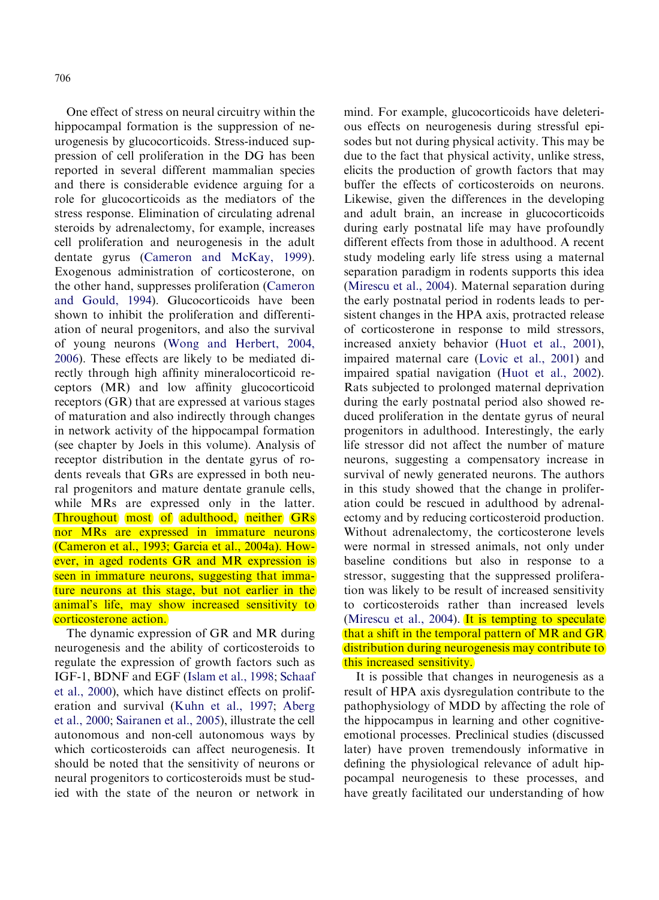One effect of stress on neural circuitry within the hippocampal formation is the suppression of neurogenesis by glucocorticoids. Stress-induced suppression of cell proliferation in the DG has been reported in several different mammalian species and there is considerable evidence arguing for a role for glucocorticoids as the mediators of the stress response. Elimination of circulating adrenal steroids by adrenalectomy, for example, increases cell proliferation and neurogenesis in the adult dentate gyrus (Cameron and McKay, 1999). Exogenous administration of corticosterone, on the other hand, suppresses proliferation (Cameron and Gould, 1994). Glucocorticoids have been shown to inhibit the proliferation and differentiation of neural progenitors, and also the survival of young neurons (Wong and Herbert, 2004, 2006). These effects are likely to be mediated directly through high affinity mineralocorticoid receptors (MR) and low affinity glucocorticoid receptors (GR) that are expressed at various stages of maturation and also indirectly through changes in network activity of the hippocampal formation (see chapter by Joels in this volume). Analysis of receptor distribution in the dentate gyrus of rodents reveals that GRs are expressed in both neural progenitors and mature dentate granule cells, while MRs are expressed only in the latter. Throughout most of adulthood, neither GRs nor MRs are expressed in immature neurons (Cameron et al., 1993; Garcia et al., 2004a). However, in aged rodents GR and MR expression is seen in immature neurons, suggesting that immature neurons at this stage, but not earlier in the animal's life, may show increased sensitivity to corticosterone action.

The dynamic expression of GR and MR during neurogenesis and the ability of corticosteroids to regulate the expression of growth factors such as IGF-1, BDNF and EGF (Islam et al., 1998; Schaaf et al., 2000), which have distinct effects on proliferation and survival (Kuhn et al., 1997; Aberg et al., 2000; Sairanen et al., 2005), illustrate the cell autonomous and non-cell autonomous ways by which corticosteroids can affect neurogenesis. It should be noted that the sensitivity of neurons or neural progenitors to corticosteroids must be studied with the state of the neuron or network in mind. For example, glucocorticoids have deleterious effects on neurogenesis during stressful episodes but not during physical activity. This may be due to the fact that physical activity, unlike stress, elicits the production of growth factors that may buffer the effects of corticosteroids on neurons. Likewise, given the differences in the developing and adult brain, an increase in glucocorticoids during early postnatal life may have profoundly different effects from those in adulthood. A recent study modeling early life stress using a maternal separation paradigm in rodents supports this idea (Mirescu et al., 2004). Maternal separation during the early postnatal period in rodents leads to persistent changes in the HPA axis, protracted release of corticosterone in response to mild stressors, increased anxiety behavior (Huot et al., 2001), impaired maternal care (Lovic et al., 2001) and impaired spatial navigation (Huot et al., 2002). Rats subjected to prolonged maternal deprivation during the early postnatal period also showed reduced proliferation in the dentate gyrus of neural progenitors in adulthood. Interestingly, the early life stressor did not affect the number of mature neurons, suggesting a compensatory increase in survival of newly generated neurons. The authors in this study showed that the change in proliferation could be rescued in adulthood by adrenalectomy and by reducing corticosteroid production. Without adrenalectomy, the corticosterone levels were normal in stressed animals, not only under baseline conditions but also in response to a stressor, suggesting that the suppressed proliferation was likely to be result of increased sensitivity to corticosteroids rather than increased levels (Mirescu et al., 2004). It is tempting to speculate that a shift in the temporal pattern of MR and GR distribution during neurogenesis may contribute to this increased sensitivity.

It is possible that changes in neurogenesis as a result of HPA axis dysregulation contribute to the pathophysiology of MDD by affecting the role of the hippocampus in learning and other cognitive-emotional processes. Preclinical studies (discussed later) have proven tremendously informative in defining the physiological relevance of adult hippocampal neurogenesis to these processes, and have greatly facilitated our understanding of how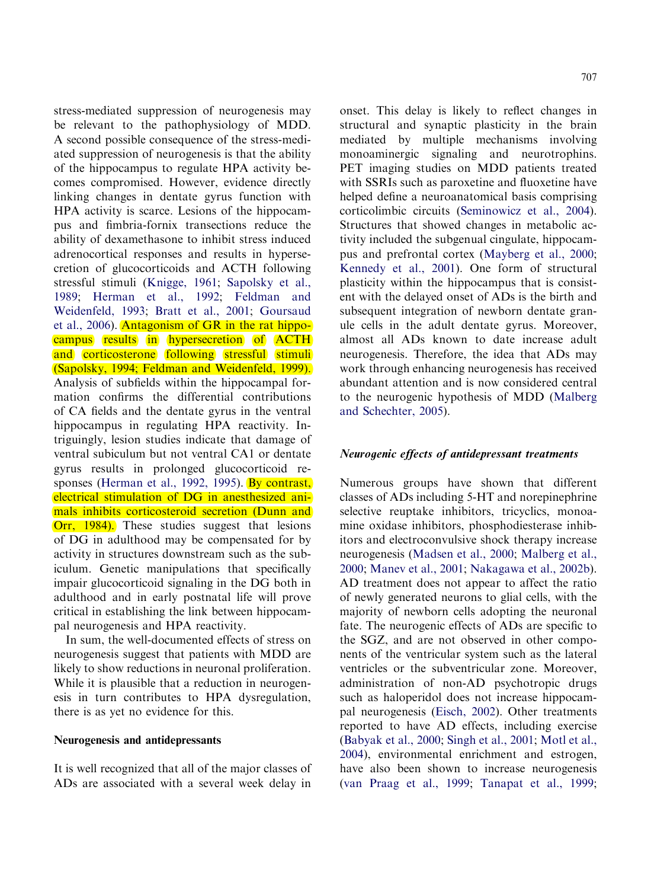stress-mediated suppression of neurogenesis may be relevant to the pathophysiology of MDD. A second possible consequence of the stress-mediated suppression of neurogenesis is that the ability of the hippocampus to regulate HPA activity becomes compromised. However, evidence directly linking changes in dentate gyrus function with HPA activity is scarce. Lesions of the hippocampus and fimbria-fornix transections reduce the ability of dexamethasone to inhibit stress induced adrenocortical responses and results in hypersecretion of glucocorticoids and ACTH following stressful stimuli (Knigge, 1961; Sapolsky et al., 1989; Herman et al., 1992; Feldman and Weidenfeld, 1993; Bratt et al., 2001; Goursaud et al., 2006). Antagonism of GR in the rat hippocampus results in hypersecretion of ACTH and corticosterone following stressful stimuli (Sapolsky, 1994; Feldman and Weidenfeld, 1999). Analysis of subfields within the hippocampal formation confirms the differential contributions of CA fields and the dentate gyrus in the ventral hippocampus in regulating HPA reactivity. Intriguingly, lesion studies indicate that damage of ventral subiculum but not ventral CA1 or dentate gyrus results in prolonged glucocorticoid responses (Herman et al., 1992, 1995). By contrast, electrical stimulation of DG in anesthesized animals inhibits corticosteroid secretion (Dunn and Orr, 1984). These studies suggest that lesions of DG in adulthood may be compensated for by activity in structures downstream such as the subiculum. Genetic manipulations that specifically impair glucocorticoid signaling in the DG both in adulthood and in early postnatal life will prove critical in establishing the link between hippocampal neurogenesis and HPA reactivity.

In sum, the well-documented effects of stress on neurogenesis suggest that patients with MDD are likely to show reductions in neuronal proliferation. While it is plausible that a reduction in neurogenesis in turn contributes to HPA dysregulation, there is as yet no evidence for this.

## Neurogenesis and antidepressants

It is well recognized that all of the major classes of ADs are associated with a several week delay in onset. This delay is likely to reflect changes in structural and synaptic plasticity in the brain mediated by multiple mechanisms involving monoaminergic signaling and neurotrophins. PET imaging studies on MDD patients treated with SSRIs such as paroxetine and fluoxetine have helped define a neuroanatomical basis comprising corticolimbic circuits (Seminowicz et al., 2004). Structures that showed changes in metabolic activity included the subgenual cingulate, hippocampus and prefrontal cortex (Mayberg et al., 2000; Kennedy et al., 2001). One form of structural plasticity within the hippocampus that is consistent with the delayed onset of ADs is the birth and subsequent integration of newborn dentate granule cells in the adult dentate gyrus. Moreover, almost all ADs known to date increase adult neurogenesis. Therefore, the idea that ADs may work through enhancing neurogenesis has received abundant attention and is now considered central to the neurogenic hypothesis of MDD (Malberg and Schechter, 2005).

### *Neurogenic effects of antidepressant treatments*

Numerous groups have shown that different classes of ADs including 5-HT and norepinephrine selective reuptake inhibitors, tricyclics, monoamine oxidase inhibitors, phosphodiesterase inhibitors and electroconvulsive shock therapy increase neurogenesis (Madsen et al., 2000; Malberg et al., 2000; Manev et al., 2001; Nakagawa et al., 2002b). AD treatment does not appear to affect the ratio of newly generated neurons to glial cells, with the majority of newborn cells adopting the neuronal fate. The neurogenic effects of ADs are specific to the SGZ, and are not observed in other components of the ventricular system such as the lateral ventricles or the subventricular zone. Moreover, administration of non-AD psychotropic drugs such as haloperidol does not increase hippocampal neurogenesis (Eisch, 2002). Other treatments reported to have AD effects, including exercise (Babyak et al., 2000; Singh et al., 2001; Motl et al., 2004), environmental enrichment and estrogen, have also been shown to increase neurogenesis (van Praag et al., 1999; Tanapat et al., 1999;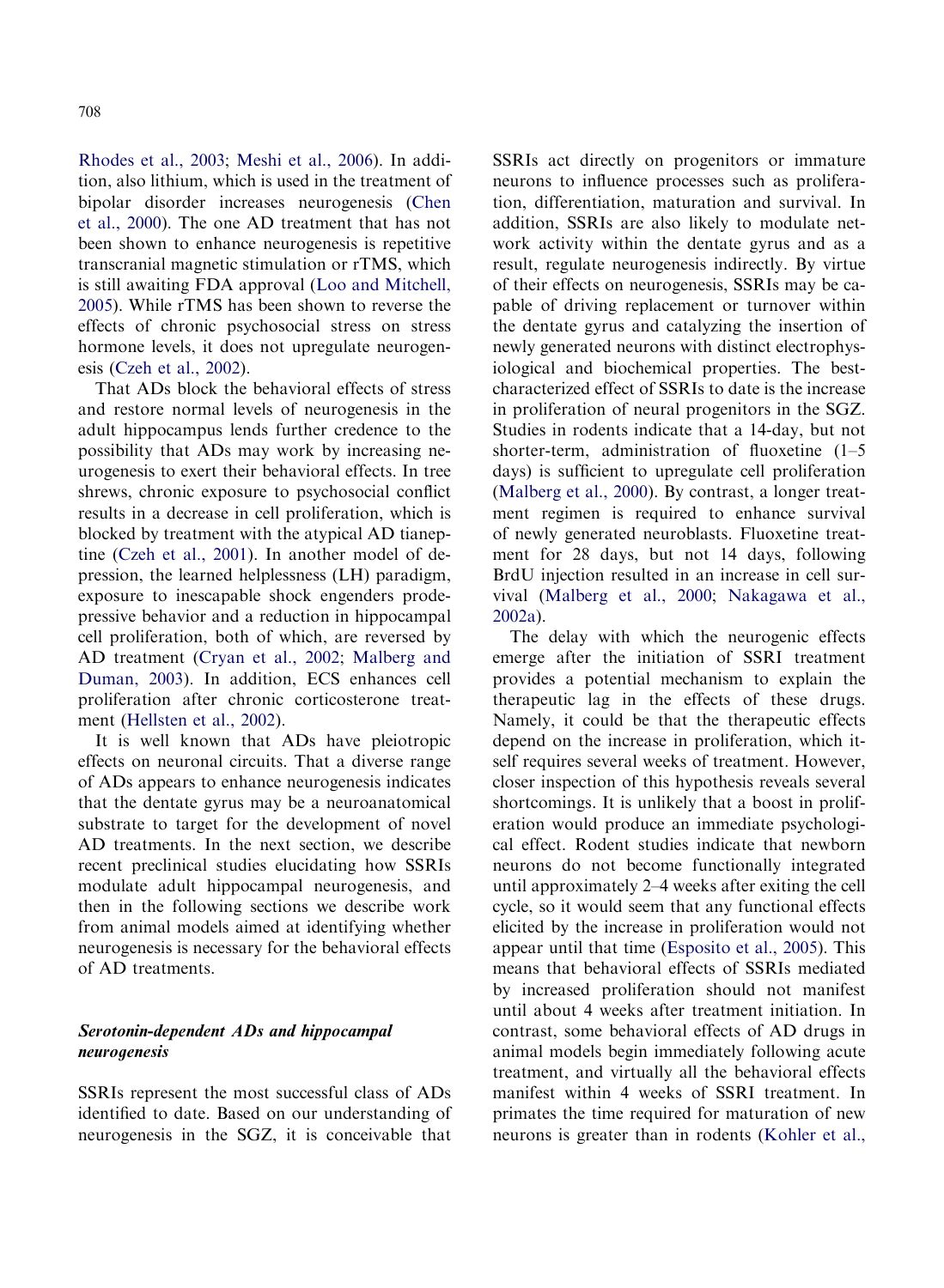Rhodes et al., 2003; Meshi et al., 2006). In addition, also lithium, which is used in the treatment of bipolar disorder increases neurogenesis (Chen et al., 2000). The one AD treatment that has not been shown to enhance neurogenesis is repetitive transcranial magnetic stimulation or rTMS, which is still awaiting FDA approval (Loo and Mitchell, 2005). While rTMS has been shown to reverse the effects of chronic psychosocial stress on stress hormone levels, it does not upregulate neurogenesis (Czeh et al., 2002).

That ADs block the behavioral effects of stress and restore normal levels of neurogenesis in the adult hippocampus lends further credence to the possibility that ADs may work by increasing neurogenesis to exert their behavioral effects. In tree shrews, chronic exposure to psychosocial conflict results in a decrease in cell proliferation, which is blocked by treatment with the atypical AD tianeptine (Czeh et al., 2001). In another model of depression, the learned helplessness (LH) paradigm, exposure to inescapable shock engenders prodepressive behavior and a reduction in hippocampal cell proliferation, both of which, are reversed by AD treatment (Cryan et al., 2002; Malberg and Duman, 2003). In addition, ECS enhances cell proliferation after chronic corticosterone treatment (Hellsten et al., 2002).

It is well known that ADs have pleiotropic effects on neuronal circuits. That a diverse range of ADs appears to enhance neurogenesis indicates that the dentate gyrus may be a neuroanatomical substrate to target for the development of novel AD treatments. In the next section, we describe recent preclinical studies elucidating how SSRIs modulate adult hippocampal neurogenesis, and then in the following sections we describe work from animal models aimed at identifying whether neurogenesis is necessary for the behavioral effects of AD treatments.

## *Serotonin-dependent ADs and hippocampal neurogenesis*

SSRIs represent the most successful class of ADs identified to date. Based on our understanding of neurogenesis in the SGZ, it is conceivable that SSRIs act directly on progenitors or immature neurons to influence processes such as proliferation, differentiation, maturation and survival. In addition, SSRIs are also likely to modulate network activity within the dentate gyrus and as a result, regulate neurogenesis indirectly. By virtue of their effects on neurogenesis, SSRIs may be capable of driving replacement or turnover within the dentate gyrus and catalyzing the insertion of newly generated neurons with distinct electrophysiological and biochemical properties. The best-characterized effect of SSRIs to date is the increase in proliferation of neural progenitors in the SGZ. Studies in rodents indicate that a 14-day, but not shorter-term, administration of fluoxetine (1–5 days) is sufficient to upregulate cell proliferation (Malberg et al., 2000). By contrast, a longer treatment regimen is required to enhance survival of newly generated neuroblasts. Fluoxetine treatment for 28 days, but not 14 days, following BrdU injection resulted in an increase in cell survival (Malberg et al., 2000; Nakagawa et al., 2002a).

The delay with which the neurogenic effects emerge after the initiation of SSRI treatment provides a potential mechanism to explain the therapeutic lag in the effects of these drugs. Namely, it could be that the therapeutic effects depend on the increase in proliferation, which itself requires several weeks of treatment. However, closer inspection of this hypothesis reveals several shortcomings. It is unlikely that a boost in proliferation would produce an immediate psychological effect. Rodent studies indicate that newborn neurons do not become functionally integrated until approximately 2–4 weeks after exiting the cell cycle, so it would seem that any functional effects elicited by the increase in proliferation would not appear until that time (Esposito et al., 2005). This means that behavioral effects of SSRIs mediated by increased proliferation should not manifest until about 4 weeks after treatment initiation. In contrast, some behavioral effects of AD drugs in animal models begin immediately following acute treatment, and virtually all the behavioral effects manifest within 4 weeks of SSRI treatment. In primates the time required for maturation of new neurons is greater than in rodents (Kohler et al.,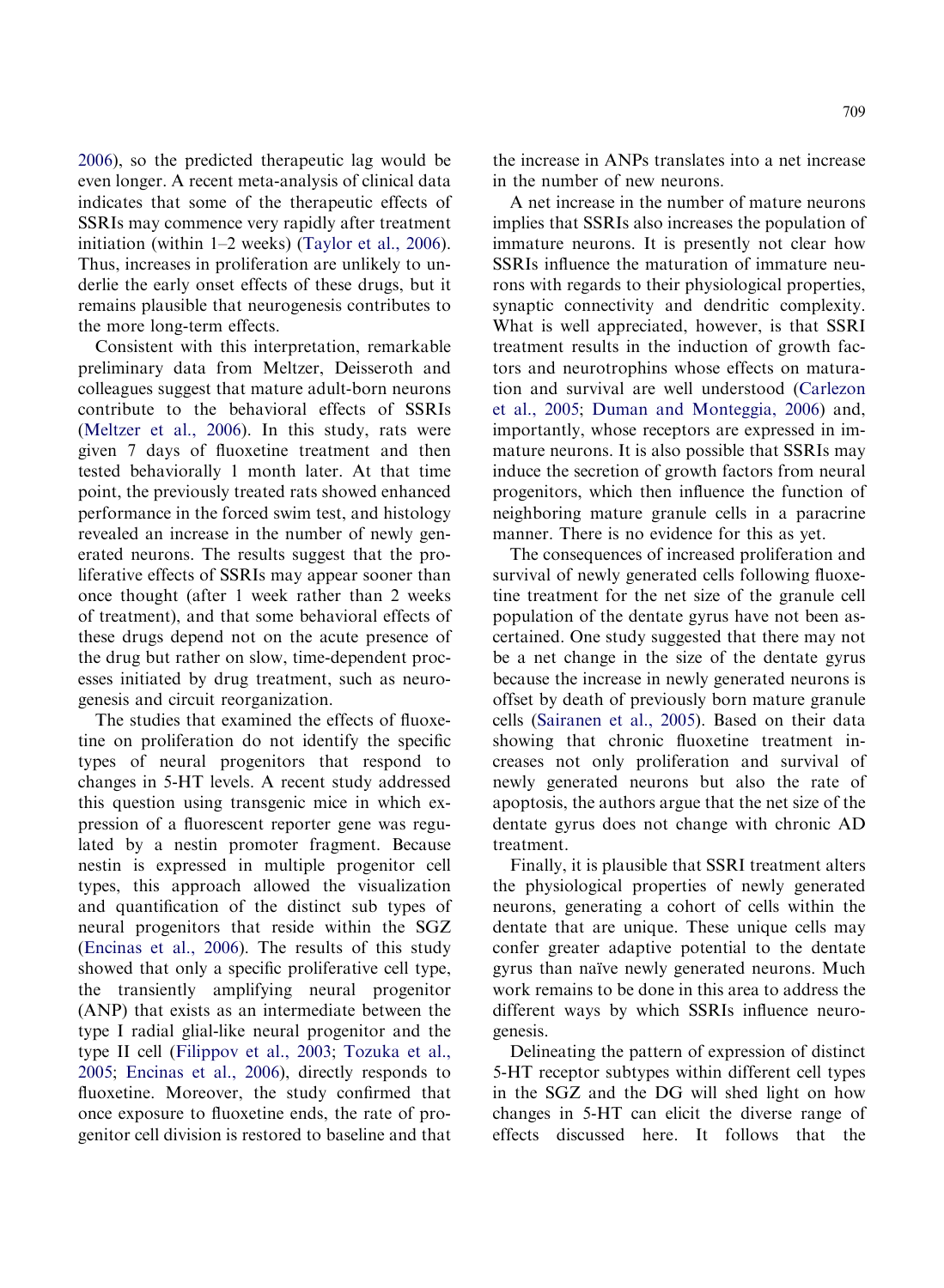2006), so the predicted therapeutic lag would be even longer. A recent meta-analysis of clinical data indicates that some of the therapeutic effects of SSRIs may commence very rapidly after treatment initiation (within 1–2 weeks) (Taylor et al., 2006). Thus, increases in proliferation are unlikely to underlie the early onset effects of these drugs, but it remains plausible that neurogenesis contributes to the more long-term effects.

Consistent with this interpretation, remarkable preliminary data from Meltzer, Deisseroth and colleagues suggest that mature adult-born neurons contribute to the behavioral effects of SSRIs (Meltzer et al., 2006). In this study, rats were given 7 days of fluoxetine treatment and then tested behaviorally 1 month later. At that time point, the previously treated rats showed enhanced performance in the forced swim test, and histology revealed an increase in the number of newly generated neurons. The results suggest that the proliferative effects of SSRIs may appear sooner than once thought (after 1 week rather than 2 weeks of treatment), and that some behavioral effects of these drugs depend not on the acute presence of the drug but rather on slow, time-dependent processes initiated by drug treatment, such as neurogenesis and circuit reorganization.

The studies that examined the effects of fluoxetine on proliferation do not identify the specific types of neural progenitors that respond to changes in 5-HT levels. A recent study addressed this question using transgenic mice in which expression of a fluorescent reporter gene was regulated by a nestin promoter fragment. Because nestin is expressed in multiple progenitor cell types, this approach allowed the visualization and quantification of the distinct sub types of neural progenitors that reside within the SGZ (Encinas et al., 2006). The results of this study showed that only a specific proliferative cell type, the transiently amplifying neural progenitor (ANP) that exists as an intermediate between the type I radial glial-like neural progenitor and the type II cell (Filippov et al., 2003; Tozuka et al., 2005; Encinas et al., 2006), directly responds to fluoxetine. Moreover, the study confirmed that once exposure to fluoxetine ends, the rate of progenitor cell division is restored to baseline and that the increase in ANPs translates into a net increase in the number of new neurons.

A net increase in the number of mature neurons implies that SSRIs also increases the population of immature neurons. It is presently not clear how SSRIs influence the maturation of immature neurons with regards to their physiological properties, synaptic connectivity and dendritic complexity. What is well appreciated, however, is that SSRI treatment results in the induction of growth factors and neurotrophins whose effects on maturation and survival are well understood (Carlezon et al., 2005; Duman and Monteggia, 2006) and, importantly, whose receptors are expressed in immature neurons. It is also possible that SSRIs may induce the secretion of growth factors from neural progenitors, which then influence the function of neighboring mature granule cells in a paracrine manner. There is no evidence for this as yet.

The consequences of increased proliferation and survival of newly generated cells following fluoxetine treatment for the net size of the granule cell population of the dentate gyrus have not been ascertained. One study suggested that there may not be a net change in the size of the dentate gyrus because the increase in newly generated neurons is offset by death of previously born mature granule cells (Sairanen et al., 2005). Based on their data showing that chronic fluoxetine treatment increases not only proliferation and survival of newly generated neurons but also the rate of apoptosis, the authors argue that the net size of the dentate gyrus does not change with chronic AD treatment.

Finally, it is plausible that SSRI treatment alters the physiological properties of newly generated neurons, generating a cohort of cells within the dentate that are unique. These unique cells may confer greater adaptive potential to the dentate gyrus than naïve newly generated neurons. Much work remains to be done in this area to address the different ways by which SSRIs influence neurogenesis.

Delineating the pattern of expression of distinct 5-HT receptor subtypes within different cell types in the SGZ and the DG will shed light on how changes in 5-HT can elicit the diverse range of effects discussed here. It follows that the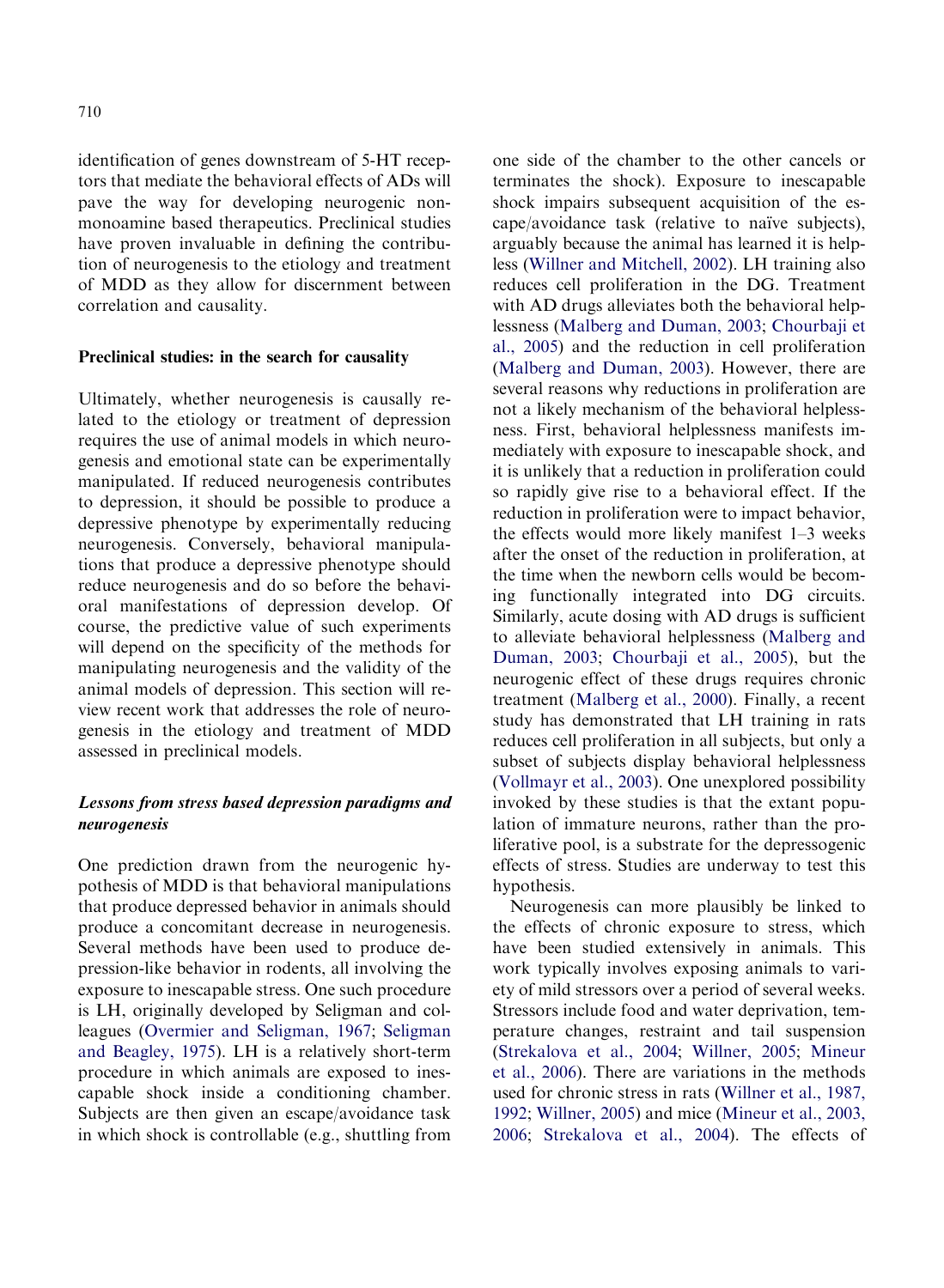identification of genes downstream of 5-HT receptors that mediate the behavioral effects of ADs will pave the way for developing neurogenic nonmonoamine based therapeutics. Preclinical studies have proven invaluable in defining the contribution of neurogenesis to the etiology and treatment of MDD as they allow for discernment between correlation and causality.

## Preclinical studies: in the search for causality

Ultimately, whether neurogenesis is causally related to the etiology or treatment of depression requires the use of animal models in which neurogenesis and emotional state can be experimentally manipulated. If reduced neurogenesis contributes to depression, it should be possible to produce a depressive phenotype by experimentally reducing neurogenesis. Conversely, behavioral manipulations that produce a depressive phenotype should reduce neurogenesis and do so before the behavioral manifestations of depression develop. Of course, the predictive value of such experiments will depend on the specificity of the methods for manipulating neurogenesis and the validity of the animal models of depression. This section will review recent work that addresses the role of neurogenesis in the etiology and treatment of MDD assessed in preclinical models.

### *Lessons from stress based depression paradigms and neurogenesis*

One prediction drawn from the neurogenic hypothesis of MDD is that behavioral manipulations that produce depressed behavior in animals should produce a concomitant decrease in neurogenesis. Several methods have been used to produce depression-like behavior in rodents, all involving the exposure to inescapable stress. One such procedure is LH, originally developed by Seligman and colleagues (Overmier and Seligman, 1967; Seligman and Beagley, 1975). LH is a relatively short-term procedure in which animals are exposed to inescapable shock inside a conditioning chamber. Subjects are then given an escape/avoidance task in which shock is controllable (e.g., shuttling from one side of the chamber to the other cancels or terminates the shock). Exposure to inescapable shock impairs subsequent acquisition of the escape/avoidance task (relative to naïve subjects), arguably because the animal has learned it is helpless (Willner and Mitchell, 2002). LH training also reduces cell proliferation in the DG. Treatment with AD drugs alleviates both the behavioral helplessness (Malberg and Duman, 2003; Chourbaji et al., 2005) and the reduction in cell proliferation (Malberg and Duman, 2003). However, there are several reasons why reductions in proliferation are not a likely mechanism of the behavioral helplessness. First, behavioral helplessness manifests immediately with exposure to inescapable shock, and it is unlikely that a reduction in proliferation could so rapidly give rise to a behavioral effect. If the reduction in proliferation were to impact behavior, the effects would more likely manifest 1–3 weeks after the onset of the reduction in proliferation, at the time when the newborn cells would be becoming functionally integrated into DG circuits. Similarly, acute dosing with AD drugs is sufficient to alleviate behavioral helplessness (Malberg and Duman, 2003; Chourbaji et al., 2005), but the neurogenic effect of these drugs requires chronic treatment (Malberg et al., 2000). Finally, a recent study has demonstrated that LH training in rats reduces cell proliferation in all subjects, but only a subset of subjects display behavioral helplessness (Vollmayr et al., 2003). One unexplored possibility invoked by these studies is that the extant population of immature neurons, rather than the proliferative pool, is a substrate for the depressogenic effects of stress. Studies are underway to test this hypothesis.

Neurogenesis can more plausibly be linked to the effects of chronic exposure to stress, which have been studied extensively in animals. This work typically involves exposing animals to variety of mild stressors over a period of several weeks. Stressors include food and water deprivation, temperature changes, restraint and tail suspension (Strekalova et al., 2004; Willner, 2005; Mineur et al., 2006). There are variations in the methods used for chronic stress in rats (Willner et al., 1987, 1992; Willner, 2005) and mice (Mineur et al., 2003, 2006; Strekalova et al., 2004). The effects of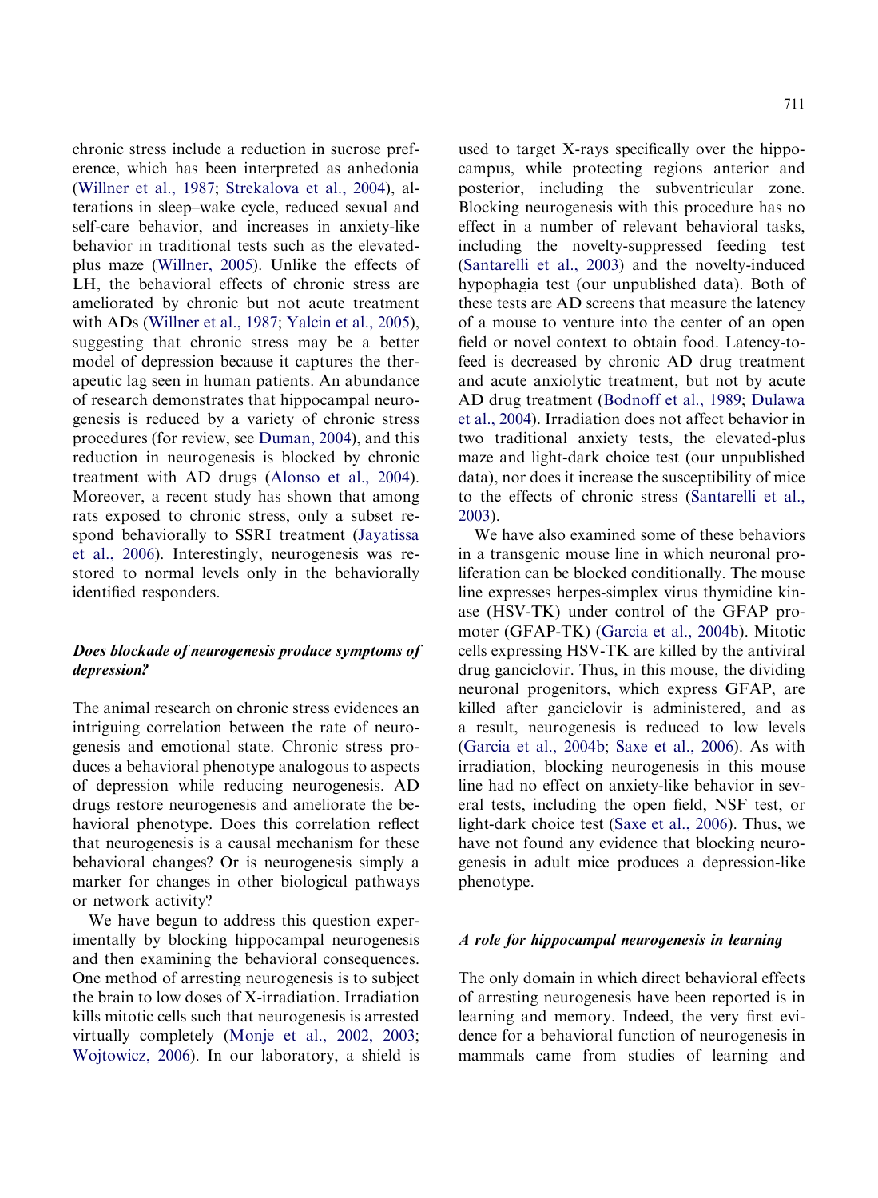chronic stress include a reduction in sucrose preference, which has been interpreted as anhedonia (Willner et al., 1987; Strekalova et al., 2004), alterations in sleep–wake cycle, reduced sexual and self-care behavior, and increases in anxiety-like behavior in traditional tests such as the elevated-plus maze (Willner, 2005). Unlike the effects of LH, the behavioral effects of chronic stress are ameliorated by chronic but not acute treatment with ADs (Willner et al., 1987; Yalcin et al., 2005), suggesting that chronic stress may be a better model of depression because it captures the therapeutic lag seen in human patients. An abundance of research demonstrates that hippocampal neurogenesis is reduced by a variety of chronic stress procedures (for review, see Duman, 2004), and this reduction in neurogenesis is blocked by chronic treatment with AD drugs (Alonso et al., 2004). Moreover, a recent study has shown that among rats exposed to chronic stress, only a subset respond behaviorally to SSRI treatment (Jayatissa et al., 2006). Interestingly, neurogenesis was restored to normal levels only in the behaviorally identified responders.

### *Does blockade of neurogenesis produce symptoms of depression?*

The animal research on chronic stress evidences an intriguing correlation between the rate of neurogenesis and emotional state. Chronic stress produces a behavioral phenotype analogous to aspects of depression while reducing neurogenesis. AD drugs restore neurogenesis and ameliorate the behavioral phenotype. Does this correlation reflect that neurogenesis is a causal mechanism for these behavioral changes? Or is neurogenesis simply a marker for changes in other biological pathways or network activity?

We have begun to address this question experimentally by blocking hippocampal neurogenesis and then examining the behavioral consequences. One method of arresting neurogenesis is to subject the brain to low doses of X-irradiation. Irradiation kills mitotic cells such that neurogenesis is arrested virtually completely (Monje et al., 2002, 2003; Wojtowicz, 2006). In our laboratory, a shield is used to target X-rays specifically over the hippocampus, while protecting regions anterior and posterior, including the subventricular zone. Blocking neurogenesis with this procedure has no effect in a number of relevant behavioral tasks, including the novelty-suppressed feeding test (Santarelli et al., 2003) and the novelty-induced hypophagia test (our unpublished data). Both of these tests are AD screens that measure the latency of a mouse to venture into the center of an open field or novel context to obtain food. Latency-to-feed is decreased by chronic AD drug treatment and acute anxiolytic treatment, but not by acute AD drug treatment (Bodnoff et al., 1989; Dulawa et al., 2004). Irradiation does not affect behavior in two traditional anxiety tests, the elevated-plus maze and light-dark choice test (our unpublished data), nor does it increase the susceptibility of mice to the effects of chronic stress (Santarelli et al., 2003).

We have also examined some of these behaviors in a transgenic mouse line in which neuronal proliferation can be blocked conditionally. The mouse line expresses herpes-simplex virus thymidine kinase (HSV-TK) under control of the GFAP promoter (GFAP-TK) (Garcia et al., 2004b). Mitotic cells expressing HSV-TK are killed by the antiviral drug ganciclovir. Thus, in this mouse, the dividing neuronal progenitors, which express GFAP, are killed after ganciclovir is administered, and as a result, neurogenesis is reduced to low levels (Garcia et al., 2004b; Saxe et al., 2006). As with irradiation, blocking neurogenesis in this mouse line had no effect on anxiety-like behavior in several tests, including the open field, NSF test, or light-dark choice test (Saxe et al., 2006). Thus, we have not found any evidence that blocking neurogenesis in adult mice produces a depression-like phenotype.

### *A role for hippocampal neurogenesis in learning*

The only domain in which direct behavioral effects of arresting neurogenesis have been reported is in learning and memory. Indeed, the very first evidence for a behavioral function of neurogenesis in mammals came from studies of learning and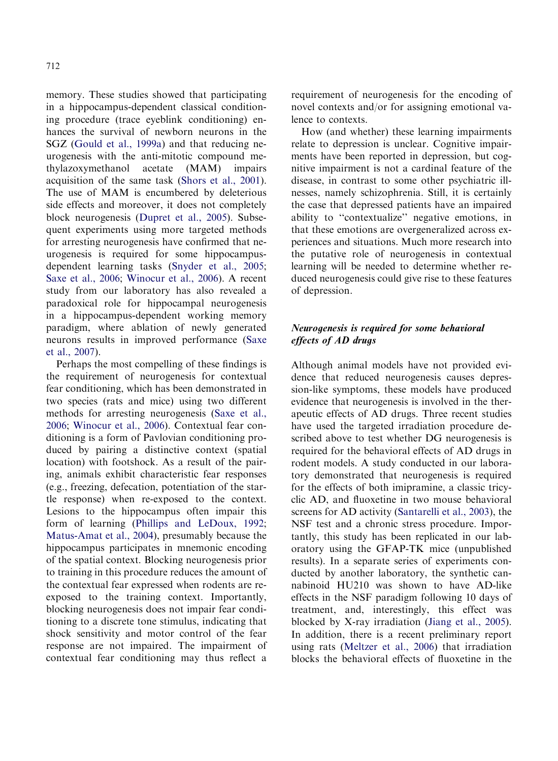memory. These studies showed that participating in a hippocampus-dependent classical conditioning procedure (trace eyeblink conditioning) enhances the survival of newborn neurons in the SGZ (Gould et al., 1999a) and that reducing neurogenesis with the anti-mitotic compound methylazoxymethanol acetate (MAM) impairs acquisition of the same task (Shors et al., 2001). The use of MAM is encumbered by deleterious side effects and moreover, it does not completely block neurogenesis (Dupret et al., 2005). Subsequent experiments using more targeted methods for arresting neurogenesis have confirmed that neurogenesis is required for some hippocampus-dependent learning tasks (Snyder et al., 2005; Saxe et al., 2006; Winocur et al., 2006). A recent study from our laboratory has also revealed a paradoxical role for hippocampal neurogenesis in a hippocampus-dependent working memory paradigm, where ablation of newly generated neurons results in improved performance (Saxe et al., 2007).

Perhaps the most compelling of these findings is the requirement of neurogenesis for contextual fear conditioning, which has been demonstrated in two species (rats and mice) using two different methods for arresting neurogenesis (Saxe et al., 2006; Winocur et al., 2006). Contextual fear conditioning is a form of Pavlovian conditioning produced by pairing a distinctive context (spatial location) with footshock. As a result of the pairing, animals exhibit characteristic fear responses (e.g., freezing, defecation, potentiation of the startle response) when re-exposed to the context. Lesions to the hippocampus often impair this form of learning (Phillips and LeDoux, 1992; Matus-Amat et al., 2004), presumably because the hippocampus participates in mnemonic encoding of the spatial context. Blocking neurogenesis prior to training in this procedure reduces the amount of the contextual fear expressed when rodents are re-exposed to the training context. Importantly, blocking neurogenesis does not impair fear conditioning to a discrete tone stimulus, indicating that shock sensitivity and motor control of the fear response are not impaired. The impairment of contextual fear conditioning may thus reflect a requirement of neurogenesis for the encoding of novel contexts and/or for assigning emotional valence to contexts.

How (and whether) these learning impairments relate to depression is unclear. Cognitive impairments have been reported in depression, but cognitive impairment is not a cardinal feature of the disease, in contrast to some other psychiatric illnesses, namely schizophrenia. Still, it is certainly the case that depressed patients have an impaired ability to "contextualize" negative emotions, in that these emotions are overgeneralized across experiences and situations. Much more research into the putative role of neurogenesis in contextual learning will be needed to determine whether reduced neurogenesis could give rise to these features of depression.

### *Neurogenesis is required for some behavioral effects of AD drugs*

Although animal models have not provided evidence that reduced neurogenesis causes depression-like symptoms, these models have produced evidence that neurogenesis is involved in the therapeutic effects of AD drugs. Three recent studies have used the targeted irradiation procedure described above to test whether DG neurogenesis is required for the behavioral effects of AD drugs in rodent models. A study conducted in our laboratory demonstrated that neurogenesis is required for the effects of both imipramine, a classic tricyclic AD, and fluoxetine in two mouse behavioral screens for AD activity (Santarelli et al., 2003), the NSF test and a chronic stress procedure. Importantly, this study has been replicated in our laboratory using the GFAP-TK mice (unpublished results). In a separate series of experiments conducted by another laboratory, the synthetic cannabinoid HU210 was shown to have AD-like effects in the NSF paradigm following 10 days of treatment, and, interestingly, this effect was blocked by X-ray irradiation (Jiang et al., 2005). In addition, there is a recent preliminary report using rats (Meltzer et al., 2006) that irradiation blocks the behavioral effects of fluoxetine in the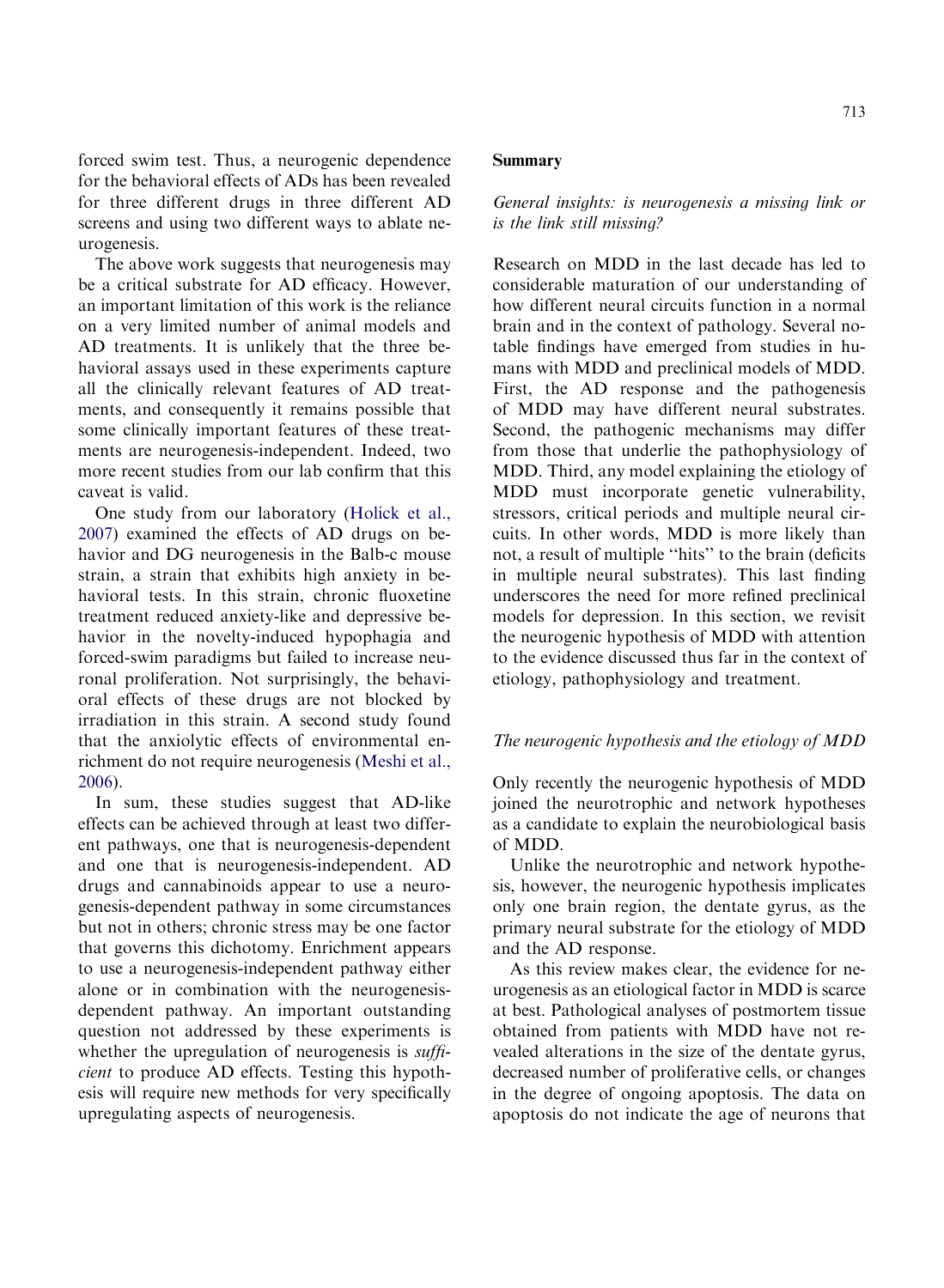forced swim test. Thus, a neurogenic dependence for the behavioral effects of ADs has been revealed for three different drugs in three different AD screens and using two different ways to ablate neurogenesis.

The above work suggests that neurogenesis may be a critical substrate for AD efficacy. However, an important limitation of this work is the reliance on a very limited number of animal models and AD treatments. It is unlikely that the three behavioral assays used in these experiments capture all the clinically relevant features of AD treatments, and consequently it remains possible that some clinically important features of these treatments are neurogenesis-independent. Indeed, two more recent studies from our lab confirm that this caveat is valid.

One study from our laboratory (Holick et al., 2007) examined the effects of AD drugs on behavior and DG neurogenesis in the Balb-c mouse strain, a strain that exhibits high anxiety in behavioral tests. In this strain, chronic fluoxetine treatment reduced anxiety-like and depressive behavior in the novelty-induced hypophagia and forced-swim paradigms but failed to increase neuronal proliferation. Not surprisingly, the behavioral effects of these drugs are not blocked by irradiation in this strain. A second study found that the anxiolytic effects of environmental enrichment do not require neurogenesis (Meshi et al., 2006).

In sum, these studies suggest that AD-like effects can be achieved through at least two different pathways, one that is neurogenesis-dependent and one that is neurogenesis-independent. AD drugs and cannabinoids appear to use a neurogenesis-dependent pathway in some circumstances but not in others; chronic stress may be one factor that governs this dichotomy. Enrichment appears to use a neurogenesis-independent pathway either alone or in combination with the neurogenesis-dependent pathway. An important outstanding question not addressed by these experiments is whether the upregulation of neurogenesis is *sufficient* to produce AD effects. Testing this hypothesis will require new methods for very specifically upregulating aspects of neurogenesis.

## Summary

### *General insights: is neurogenesis a missing link or is the link still missing?*

Research on MDD in the last decade has led to considerable maturation of our understanding of how different neural circuits function in a normal brain and in the context of pathology. Several notable findings have emerged from studies in humans with MDD and preclinical models of MDD. First, the AD response and the pathogenesis of MDD may have different neural substrates. Second, the pathogenic mechanisms may differ from those that underlie the pathophysiology of MDD. Third, any model explaining the etiology of MDD must incorporate genetic vulnerability, stressors, critical periods and multiple neural circuits. In other words, MDD is more likely than not, a result of multiple "hits" to the brain (deficits in multiple neural substrates). This last finding underscores the need for more refined preclinical models for depression. In this section, we revisit the neurogenic hypothesis of MDD with attention to the evidence discussed thus far in the context of etiology, pathophysiology and treatment.

### *The neurogenic hypothesis and the etiology of MDD*

Only recently the neurogenic hypothesis of MDD joined the neurotrophic and network hypotheses as a candidate to explain the neurobiological basis of MDD.

Unlike the neurotrophic and network hypothesis, however, the neurogenic hypothesis implicates only one brain region, the dentate gyrus, as the primary neural substrate for the etiology of MDD and the AD response.

As this review makes clear, the evidence for neurogenesis as an etiological factor in MDD is scarce at best. Pathological analyses of postmortem tissue obtained from patients with MDD have not revealed alterations in the size of the dentate gyrus, decreased number of proliferative cells, or changes in the degree of ongoing apoptosis. The data on apoptosis do not indicate the age of neurons that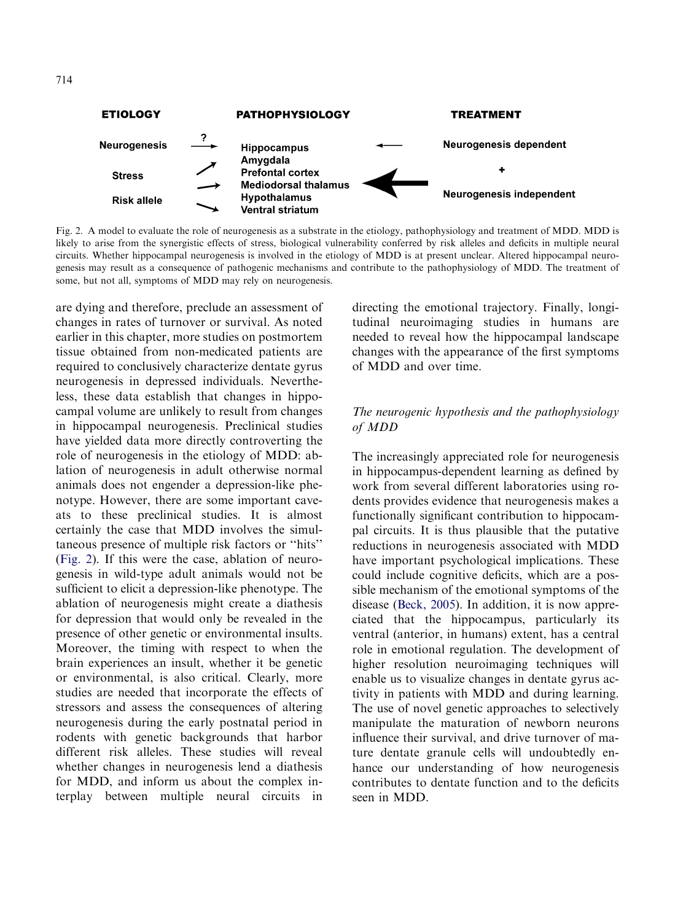ETIOLOGY

Neurogenesis

Stress

Risk allele

?

PATHOPHYSIOLOGY

Hippocampus
Amygdala
Prefontal cortex
Mediodorsal thalamus
Hypothalamus
Ventral striatum

TREATMENT

Neurogenesis dependent

+

Neurogenesis independent

Fig. 2. A model to evaluate the role of neurogenesis as a substrate in the etiology, pathophysiology and treatment of MDD. MDD is likely to arise from the synergistic effects of stress, biological vulnerability conferred by risk alleles and deficits in multiple neural circuits. Whether hippocampal neurogenesis is involved in the etiology of MDD is at present unclear. Altered hippocampal neurogenesis may result as a consequence of pathogenic mechanisms and contribute to the pathophysiology of MDD. The treatment of some, but not all, symptoms of MDD may rely on neurogenesis.

are dying and therefore, preclude an assessment of changes in rates of turnover or survival. As noted earlier in this chapter, more studies on postmortem tissue obtained from non-medicated patients are required to conclusively characterize dentate gyrus neurogenesis in depressed individuals. Nevertheless, these data establish that changes in hippocampal volume are unlikely to result from changes in hippocampal neurogenesis. Preclinical studies have yielded data more directly controverting the role of neurogenesis in the etiology of MDD: ablation of neurogenesis in adult otherwise normal animals does not engender a depression-like phenotype. However, there are some important caveats to these preclinical studies. It is almost certainly the case that MDD involves the simultaneous presence of multiple risk factors or ''hits'' (Fig. 2). If this were the case, ablation of neurogenesis in wild-type adult animals would not be sufficient to elicit a depression-like phenotype. The ablation of neurogenesis might create a diathesis for depression that would only be revealed in the presence of other genetic or environmental insults. Moreover, the timing with respect to when the brain experiences an insult, whether it be genetic or environmental, is also critical. Clearly, more studies are needed that incorporate the effects of stressors and assess the consequences of altering neurogenesis during the early postnatal period in rodents with genetic backgrounds that harbor different risk alleles. These studies will reveal whether changes in neurogenesis lend a diathesis for MDD, and inform us about the complex interplay between multiple neural circuits in directing the emotional trajectory. Finally, longitudinal neuroimaging studies in humans are needed to reveal how the hippocampal landscape changes with the appearance of the first symptoms of MDD and over time.

### *The neurogenic hypothesis and the pathophysiology of MDD*

The increasingly appreciated role for neurogenesis in hippocampus-dependent learning as defined by work from several different laboratories using rodents provides evidence that neurogenesis makes a functionally significant contribution to hippocampal circuits. It is thus plausible that the putative reductions in neurogenesis associated with MDD have important psychological implications. These could include cognitive deficits, which are a possible mechanism of the emotional symptoms of the disease (Beck, 2005). In addition, it is now appreciated that the hippocampus, particularly its ventral (anterior, in humans) extent, has a central role in emotional regulation. The development of higher resolution neuroimaging techniques will enable us to visualize changes in dentate gyrus activity in patients with MDD and during learning. The use of novel genetic approaches to selectively manipulate the maturation of newborn neurons influence their survival, and drive turnover of mature dentate granule cells will undoubtedly enhance our understanding of how neurogenesis contributes to dentate function and to the deficits seen in MDD.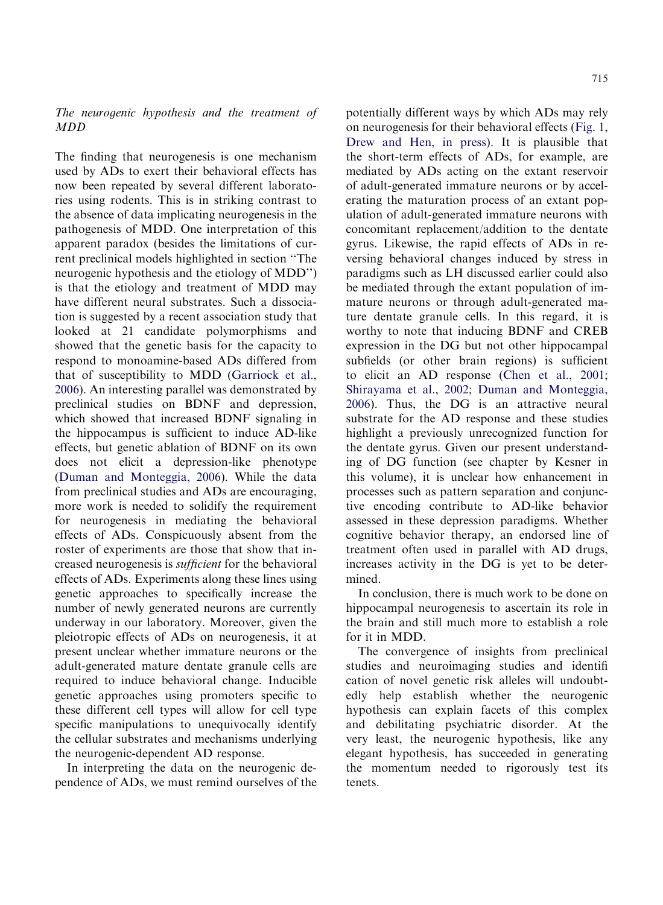### *The neurogenic hypothesis and the treatment of MDD*

The finding that neurogenesis is one mechanism used by ADs to exert their behavioral effects has now been repeated by several different laboratories using rodents. This is in striking contrast to the absence of data implicating neurogenesis in the pathogenesis of MDD. One interpretation of this apparent paradox (besides the limitations of current preclinical models highlighted in section "The neurogenic hypothesis and the etiology of MDD") is that the etiology and treatment of MDD may have different neural substrates. Such a dissociation is suggested by a recent association study that looked at 21 candidate polymorphisms and showed that the genetic basis for the capacity to respond to monoamine-based ADs differed from that of susceptibility to MDD (Garriock et al., 2006). An interesting parallel was demonstrated by preclinical studies on BDNF and depression, which showed that increased BDNF signaling in the hippocampus is sufficient to induce AD-like effects, but genetic ablation of BDNF on its own does not elicit a depression-like phenotype (Duman and Monteggia, 2006). While the data from preclinical studies and ADs are encouraging, more work is needed to solidify the requirement for neurogenesis in mediating the behavioral effects of ADs. Conspicuously absent from the roster of experiments are those that show that increased neurogenesis is *sufficient* for the behavioral effects of ADs. Experiments along these lines using genetic approaches to specifically increase the number of newly generated neurons are currently underway in our laboratory. Moreover, given the pleiotropic effects of ADs on neurogenesis, it at present unclear whether immature neurons or the adult-generated mature dentate granule cells are required to induce behavioral change. Inducible genetic approaches using promoters specific to these different cell types will allow for cell type specific manipulations to unequivocally identify the cellular substrates and mechanisms underlying the neurogenic-dependent AD response.

In interpreting the data on the neurogenic dependence of ADs, we must remind ourselves of the potentially different ways by which ADs may rely on neurogenesis for their behavioral effects (Fig. 1, Drew and Hen, in press). It is plausible that the short-term effects of ADs, for example, are mediated by ADs acting on the extant reservoir of adult-generated immature neurons or by accelerating the maturation process of an extant population of adult-generated immature neurons with concomitant replacement/addition to the dentate gyrus. Likewise, the rapid effects of ADs in reversing behavioral changes induced by stress in paradigms such as LH discussed earlier could also be mediated through the extant population of immature neurons or through adult-generated mature dentate granule cells. In this regard, it is worthy to note that inducing BDNF and CREB expression in the DG but not other hippocampal subfields (or other brain regions) is sufficient to elicit an AD response (Chen et al., 2001; Shirayama et al., 2002; Duman and Monteggia, 2006). Thus, the DG is an attractive neural substrate for the AD response and these studies highlight a previously unrecognized function for the dentate gyrus. Given our present understanding of DG function (see chapter by Kesner in this volume), it is unclear how enhancement in processes such as pattern separation and conjunctive encoding contribute to AD-like behavior assessed in these depression paradigms. Whether cognitive behavior therapy, an endorsed line of treatment often used in parallel with AD drugs, increases activity in the DG is yet to be determined.

In conclusion, there is much work to be done on hippocampal neurogenesis to ascertain its role in the brain and still much more to establish a role for it in MDD.

The convergence of insights from preclinical studies and neuroimaging studies and identification of novel genetic risk alleles will undoubtedly help establish whether the neurogenic hypothesis can explain facets of this complex and debilitating psychiatric disorder. At the very least, the neurogenic hypothesis, like any elegant hypothesis, has succeeded in generating the momentum needed to rigorously test its tenets.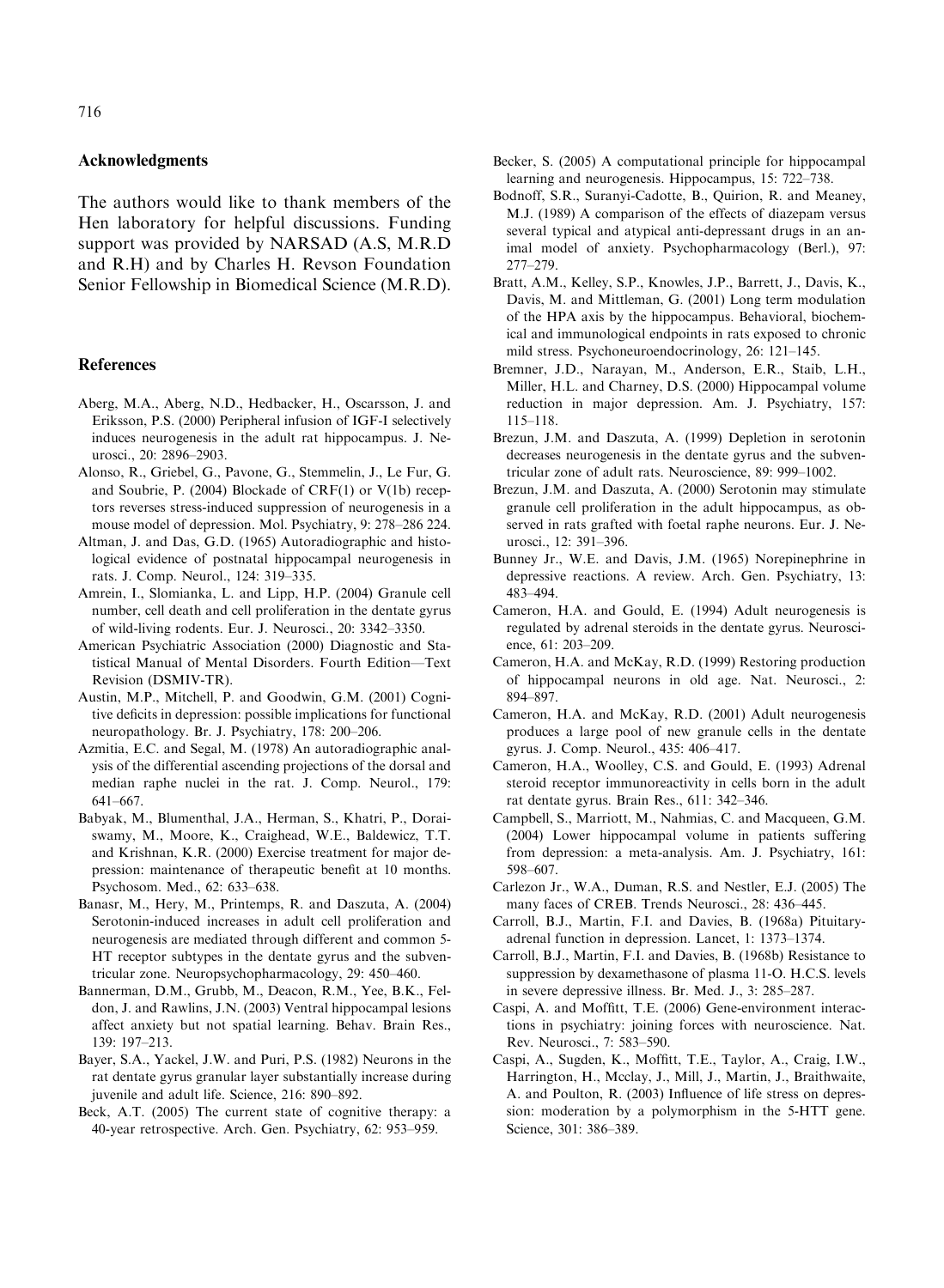## Acknowledgments

The authors would like to thank members of the Hen laboratory for helpful discussions. Funding support was provided by NARSAD (A.S, M.R.D and R.H) and by Charles H. Revson Foundation Senior Fellowship in Biomedical Science (M.R.D).

## References

Aberg, M.A., Aberg, N.D., Hedbacker, H., Oscarsson, J. and Eriksson, P.S. (2000) Peripheral infusion of IGF-I selectively induces neurogenesis in the adult rat hippocampus. J. Neurosci., 20: 2896–2903.

Alonso, R., Griebel, G., Pavone, G., Stemmelin, J., Le Fur, G. and Soubrie, P. (2004) Blockade of CRF(1) or V(1b) receptors reverses stress-induced suppression of neurogenesis in a mouse model of depression. Mol. Psychiatry, 9: 278–286 224.

Altman, J. and Das, G.D. (1965) Autoradiographic and histological evidence of postnatal hippocampal neurogenesis in rats. J. Comp. Neurol., 124: 319–335.

Amrein, I., Slomianka, L. and Lipp, H.P. (2004) Granule cell number, cell death and cell proliferation in the dentate gyrus of wild-living rodents. Eur. J. Neurosci., 20: 3342–3350.

American Psychiatric Association (2000) Diagnostic and Statistical Manual of Mental Disorders. Fourth Edition—Text Revision (DSMIV-TR).

Austin, M.P., Mitchell, P. and Goodwin, G.M. (2001) Cognitive deficits in depression: possible implications for functional neuropathology. Br. J. Psychiatry, 178: 200–206.

Azmitia, E.C. and Segal, M. (1978) An autoradiographic analysis of the differential ascending projections of the dorsal and median raphe nuclei in the rat. J. Comp. Neurol., 179: 641–667.

Babyak, M., Blumenthal, J.A., Herman, S., Khatri, P., Doraiswamy, M., Moore, K., Craighead, W.E., Baldewicz, T.T. and Krishnan, K.R. (2000) Exercise treatment for major depression: maintenance of therapeutic benefit at 10 months. Psychosom. Med., 62: 633–638.

Banasr, M., Hery, M., Printemps, R. and Daszuta, A. (2004) Serotonin-induced increases in adult cell proliferation and neurogenesis are mediated through different and common 5-HT receptor subtypes in the dentate gyrus and the subventricular zone. Neuropsychopharmacology, 29: 450–460.

Bannerman, D.M., Grubb, M., Deacon, R.M., Yee, B.K., Feldon, J. and Rawlins, J.N. (2003) Ventral hippocampal lesions affect anxiety but not spatial learning. Behav. Brain Res., 139: 197–213.

Bayer, S.A., Yackel, J.W. and Puri, P.S. (1982) Neurons in the rat dentate gyrus granular layer substantially increase during juvenile and adult life. Science, 216: 890–892.

Beck, A.T. (2005) The current state of cognitive therapy: a 40-year retrospective. Arch. Gen. Psychiatry, 62: 953–959.

Becker, S. (2005) A computational principle for hippocampal learning and neurogenesis. Hippocampus, 15: 722–738.

Bodnoff, S.R., Suranyi-Cadotte, B., Quirion, R. and Meaney, M.J. (1989) A comparison of the effects of diazepam versus several typical and atypical anti-depressant drugs in an animal model of anxiety. Psychopharmacology (Berl.), 97: 277–279.

Bratt, A.M., Kelley, S.P., Knowles, J.P., Barrett, J., Davis, K., Davis, M. and Mittleman, G. (2001) Long term modulation of the HPA axis by the hippocampus. Behavioral, biochemical and immunological endpoints in rats exposed to chronic mild stress. Psychoneuroendocrinology, 26: 121–145.

Bremner, J.D., Narayan, M., Anderson, E.R., Staib, L.H., Miller, H.L. and Charney, D.S. (2000) Hippocampal volume reduction in major depression. Am. J. Psychiatry, 157: 115–118.

Brezun, J.M. and Daszuta, A. (1999) Depletion in serotonin decreases neurogenesis in the dentate gyrus and the subventricular zone of adult rats. Neuroscience, 89: 999–1002.

Brezun, J.M. and Daszuta, A. (2000) Serotonin may stimulate granule cell proliferation in the adult hippocampus, as observed in rats grafted with foetal raphe neurons. Eur. J. Neurosci., 12: 391–396.

Bunney Jr., W.E. and Davis, J.M. (1965) Norepinephrine in depressive reactions. A review. Arch. Gen. Psychiatry, 13: 483–494.

Cameron, H.A. and Gould, E. (1994) Adult neurogenesis is regulated by adrenal steroids in the dentate gyrus. Neuroscience, 61: 203–209.

Cameron, H.A. and McKay, R.D. (1999) Restoring production of hippocampal neurons in old age. Nat. Neurosci., 2: 894–897.

Cameron, H.A. and McKay, R.D. (2001) Adult neurogenesis produces a large pool of new granule cells in the dentate gyrus. J. Comp. Neurol., 435: 406–417.

Cameron, H.A., Woolley, C.S. and Gould, E. (1993) Adrenal steroid receptor immunoreactivity in cells born in the adult rat dentate gyrus. Brain Res., 611: 342–346.

Campbell, S., Marriott, M., Nahmias, C. and Macqueen, G.M. (2004) Lower hippocampal volume in patients suffering from depression: a meta-analysis. Am. J. Psychiatry, 161: 598–607.

Carlezon Jr., W.A., Duman, R.S. and Nestler, E.J. (2005) The many faces of CREB. Trends Neurosci., 28: 436–445.

Carroll, B.J., Martin, F.I. and Davies, B. (1968a) Pituitary-adrenal function in depression. Lancet, 1: 1373–1374.

Carroll, B.J., Martin, F.I. and Davies, B. (1968b) Resistance to suppression by dexamethasone of plasma 11-O. H.C.S. levels in severe depressive illness. Br. Med. J., 3: 285–287.

Caspi, A. and Moffitt, T.E. (2006) Gene-environment interactions in psychiatry: joining forces with neuroscience. Nat. Rev. Neurosci., 7: 583–590.

Caspi, A., Sugden, K., Moffitt, T.E., Taylor, A., Craig, I.W., Harrington, H., Mcclay, J., Mill, J., Martin, J., Braithwaite, A. and Poulton, R. (2003) Influence of life stress on depression: moderation by a polymorphism in the 5-HTT gene. Science, 301: 386–389.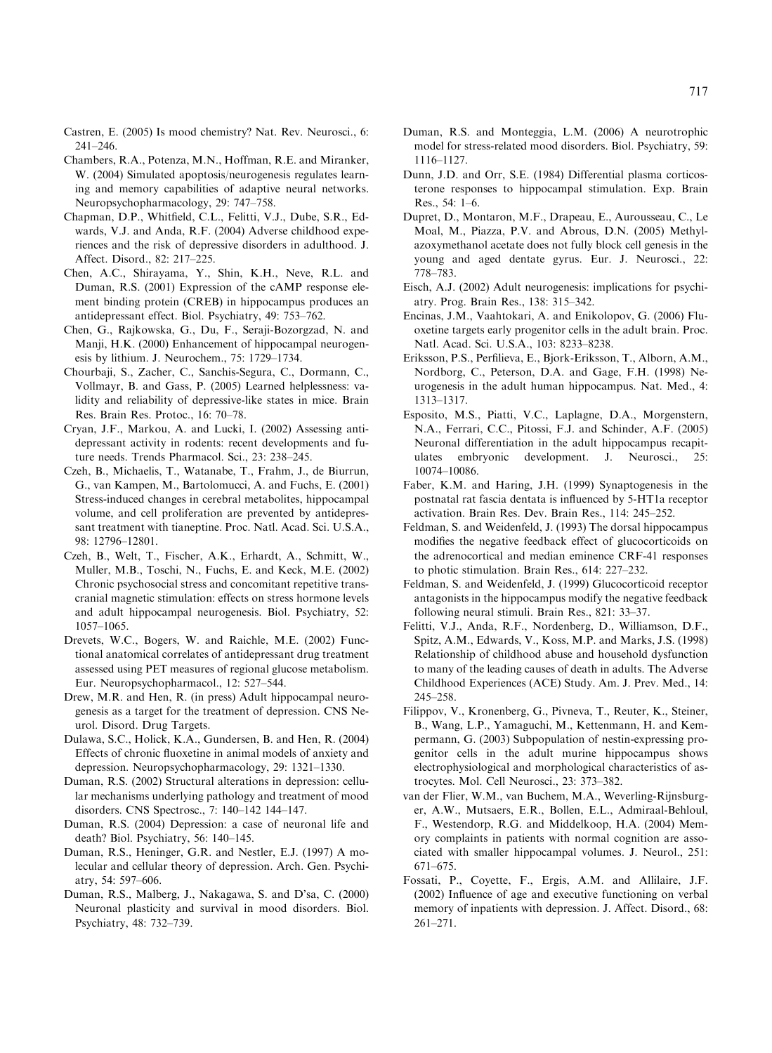Castren, E. (2005) Is mood chemistry? Nat. Rev. Neurosci., 6: 241–246.

Chambers, R.A., Potenza, M.N., Hoffman, R.E. and Miranker, W. (2004) Simulated apoptosis/neurogenesis regulates learning and memory capabilities of adaptive neural networks. Neuropsychopharmacology, 29: 747–758.

Chapman, D.P., Whitfield, C.L., Felitti, V.J., Dube, S.R., Edwards, V.J. and Anda, R.F. (2004) Adverse childhood experiences and the risk of depressive disorders in adulthood. J. Affect. Disord., 82: 217–225.

Chen, A.C., Shirayama, Y., Shin, K.H., Neve, R.L. and Duman, R.S. (2001) Expression of the cAMP response element binding protein (CREB) in hippocampus produces an antidepressant effect. Biol. Psychiatry, 49: 753–762.

Chen, G., Rajkowska, G., Du, F., Seraji-Bozorgzad, N. and Manji, H.K. (2000) Enhancement of hippocampal neurogenesis by lithium. J. Neurochem., 75: 1729–1734.

Chourbaji, S., Zacher, C., Sanchis-Segura, C., Dormann, C., Vollmayr, B. and Gass, P. (2005) Learned helplessness: validity and reliability of depressive-like states in mice. Brain Res. Brain Res. Protoc., 16: 70–78.

Cryan, J.F., Markou, A. and Lucki, I. (2002) Assessing antidepressant activity in rodents: recent developments and future needs. Trends Pharmacol. Sci., 23: 238–245.

Czeh, B., Michaelis, T., Watanabe, T., Frahm, J., de Biurrun, G., van Kampen, M., Bartolomucci, A. and Fuchs, E. (2001) Stress-induced changes in cerebral metabolites, hippocampal volume, and cell proliferation are prevented by antidepressant treatment with tianeptine. Proc. Natl. Acad. Sci. U.S.A., 98: 12796–12801.

Czeh, B., Welt, T., Fischer, A.K., Erhardt, A., Schmitt, W., Muller, M.B., Toschi, N., Fuchs, E. and Keck, M.E. (2002) Chronic psychosocial stress and concomitant repetitive transcranial magnetic stimulation: effects on stress hormone levels and adult hippocampal neurogenesis. Biol. Psychiatry, 52: 1057–1065.

Drevets, W.C., Bogers, W. and Raichle, M.E. (2002) Functional anatomical correlates of antidepressant drug treatment assessed using PET measures of regional glucose metabolism. Eur. Neuropsychopharmacol., 12: 527–544.

Drew, M.R. and Hen, R. (in press) Adult hippocampal neurogenesis as a target for the treatment of depression. CNS Neurol. Disord. Drug Targets.

Dulawa, S.C., Holick, K.A., Gundersen, B. and Hen, R. (2004) Effects of chronic fluoxetine in animal models of anxiety and depression. Neuropsychopharmacology, 29: 1321–1330.

Duman, R.S. (2002) Structural alterations in depression: cellular mechanisms underlying pathology and treatment of mood disorders. CNS Spectrosc., 7: 140–142 144–147.

Duman, R.S. (2004) Depression: a case of neuronal life and death? Biol. Psychiatry, 56: 140–145.

Duman, R.S., Heninger, G.R. and Nestler, E.J. (1997) A molecular and cellular theory of depression. Arch. Gen. Psychiatry, 54: 597–606.

Duman, R.S., Malberg, J., Nakagawa, S. and D'sa, C. (2000) Neuronal plasticity and survival in mood disorders. Biol. Psychiatry, 48: 732–739.

Duman, R.S. and Monteggia, L.M. (2006) A neurotrophic model for stress-related mood disorders. Biol. Psychiatry, 59: 1116–1127.

Dunn, J.D. and Orr, S.E. (1984) Differential plasma corticosterone responses to hippocampal stimulation. Exp. Brain Res., 54: 1–6.

Dupret, D., Montaron, M.F., Drapeau, E., Aurousseau, C., Le Moal, M., Piazza, P.V. and Abrous, D.N. (2005) Methylazoxymethanol acetate does not fully block cell genesis in the young and aged dentate gyrus. Eur. J. Neurosci., 22: 778–783.

Eisch, A.J. (2002) Adult neurogenesis: implications for psychiatry. Prog. Brain Res., 138: 315–342.

Encinas, J.M., Vaahtokari, A. and Enikolopov, G. (2006) Fluoxetine targets early progenitor cells in the adult brain. Proc. Natl. Acad. Sci. U.S.A., 103: 8233–8238.

Eriksson, P.S., Perfilieva, E., Bjork-Eriksson, T., Alborn, A.M., Nordborg, C., Peterson, D.A. and Gage, F.H. (1998) Neurogenesis in the adult human hippocampus. Nat. Med., 4: 1313–1317.

Esposito, M.S., Piatti, V.C., Laplagne, D.A., Morgenstern, N.A., Ferrari, C.C., Pitossi, F.J. and Schinder, A.F. (2005) Neuronal differentiation in the adult hippocampus recapitulates embryonic development. J. Neurosci., 25: 10074–10086.

Faber, K.M. and Haring, J.H. (1999) Synaptogenesis in the postnatal rat fascia dentata is influenced by 5-HT1a receptor activation. Brain Res. Dev. Brain Res., 114: 245–252.

Feldman, S. and Weidenfeld, J. (1993) The dorsal hippocampus modifies the negative feedback effect of glucocorticoids on the adrenocortical and median eminence CRF-41 responses to photic stimulation. Brain Res., 614: 227–232.

Feldman, S. and Weidenfeld, J. (1999) Glucocorticoid receptor antagonists in the hippocampus modify the negative feedback following neural stimuli. Brain Res., 821: 33–37.

Felitti, V.J., Anda, R.F., Nordenberg, D., Williamson, D.F., Spitz, A.M., Edwards, V., Koss, M.P. and Marks, J.S. (1998) Relationship of childhood abuse and household dysfunction to many of the leading causes of death in adults. The Adverse Childhood Experiences (ACE) Study. Am. J. Prev. Med., 14: 245–258.

Filippov, V., Kronenberg, G., Pivneva, T., Reuter, K., Steiner, B., Wang, L.P., Yamaguchi, M., Kettenmann, H. and Kempermann, G. (2003) Subpopulation of nestin-expressing progenitor cells in the adult murine hippocampus shows electrophysiological and morphological characteristics of astrocytes. Mol. Cell Neurosci., 23: 373–382.

van der Flier, W.M., van Buchem, M.A., Weverling-Rijnsburger, A.W., Mutsaers, E.R., Bollen, E.L., Admiraal-Behloul, F., Westendorp, R.G. and Middelkoop, H.A. (2004) Memory complaints in patients with normal cognition are associated with smaller hippocampal volumes. J. Neurol., 251: 671–675.

Fossati, P., Coyette, F., Ergis, A.M. and Allilaire, J.F. (2002) Influence of age and executive functioning on verbal memory of inpatients with depression. J. Affect. Disord., 68: 261–271.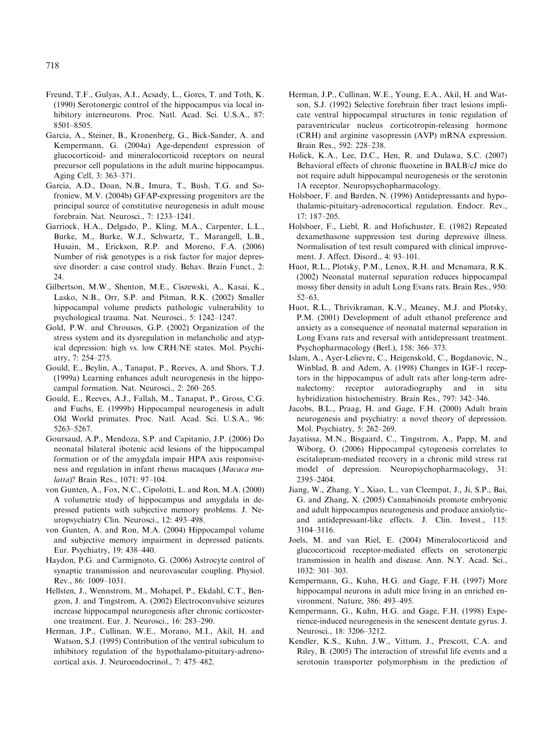Freund, T.F., Gulyas, A.I., Acsady, L., Gorcs, T. and Toth, K. (1990) Serotonergic control of the hippocampus via local inhibitory interneurons. Proc. Natl. Acad. Sci. U.S.A., 87: 8501–8505.

Garcia, A., Steiner, B., Kronenberg, G., Bick-Sander, A. and Kempermann, G. (2004a) Age-dependent expression of glucocorticoid- and mineralocorticoid receptors on neural precursor cell populations in the adult murine hippocampus. Aging Cell, 3: 363–371.

Garcia, A.D., Doan, N.B., Imura, T., Bush, T.G. and Sofroniew, M.V. (2004b) GFAP-expressing progenitors are the principal source of constitutive neurogenesis in adult mouse forebrain. Nat. Neurosci., 7: 1233–1241.

Garriock, H.A., Delgado, P., Kling, M.A., Carpenter, L.L., Burke, M., Burke, W.J., Schwartz, T., Marangell, L.B., Husain, M., Erickson, R.P. and Moreno, F.A. (2006) Number of risk genotypes is a risk factor for major depressive disorder: a case control study. Behav. Brain Funct., 2: 24.

Gilbertson, M.W., Shenton, M.E., Ciszewski, A., Kasai, K., Lasko, N.B., Orr, S.P. and Pitman, R.K. (2002) Smaller hippocampal volume predicts pathologic vulnerability to psychological trauma. Nat. Neurosci., 5: 1242–1247.

Gold, P.W. and Chrousos, G.P. (2002) Organization of the stress system and its dysregulation in melancholic and atypical depression: high vs. low CRH/NE states. Mol. Psychiatry, 7: 254–275.

Gould, E., Beylin, A., Tanapat, P., Reeves, A. and Shors, T.J. (1999a) Learning enhances adult neurogenesis in the hippocampal formation. Nat. Neurosci., 2: 260–265.

Gould, E., Reeves, A.J., Fallah, M., Tanapat, P., Gross, C.G. and Fuchs, E. (1999b) Hippocampal neurogenesis in adult Old World primates. Proc. Natl. Acad. Sci. U.S.A., 96: 5263–5267.

Goursaud, A.P., Mendoza, S.P. and Capitanio, J.P. (2006) Do neonatal bilateral ibotenic acid lesions of the hippocampal formation or of the amygdala impair HPA axis responsiveness and regulation in infant rhesus macaques (*Macaca mulatta*)? Brain Res., 1071: 97–104.

von Gunten, A., Fox, N.C., Cipolotti, L. and Ron, M.A. (2000) A volumetric study of hippocampus and amygdala in depressed patients with subjective memory problems. J. Neuropsychiatry Clin. Neurosci., 12: 493–498.

von Gunten, A. and Ron, M.A. (2004) Hippocampal volume and subjective memory impairment in depressed patients. Eur. Psychiatry, 19: 438–440.

Haydon, P.G. and Carmignoto, G. (2006) Astrocyte control of synaptic transmission and neurovascular coupling. Physiol. Rev., 86: 1009–1031.

Hellsten, J., Wennstrom, M., Mohapel, P., Ekdahl, C.T., Bengzon, J. and Tingstrom, A. (2002) Electroconvulsive seizures increase hippocampal neurogenesis after chronic corticosterone treatment. Eur. J. Neurosci., 16: 283–290.

Herman, J.P., Cullinan, W.E., Morano, M.I., Akil, H. and Watson, S.J. (1995) Contribution of the ventral subiculum to inhibitory regulation of the hypothalamo-pituitary-adrenocortical axis. J. Neuroendocrinol., 7: 475–482.

Herman, J.P., Cullinan, W.E., Young, E.A., Akil, H. and Watson, S.J. (1992) Selective forebrain fiber tract lesions implicate ventral hippocampal structures in tonic regulation of paraventricular nucleus corticotropin-releasing hormone (CRH) and arginine vasopressin (AVP) mRNA expression. Brain Res., 592: 228–238.

Holick, K.A., Lee, D.C., Hen, R. and Dulawa, S.C. (2007) Behavioral effects of chronic fluoxetine in BALB/cJ mice do not require adult hippocampal neurogenesis or the serotonin 1A receptor. Neuropsychopharmacology.

Holsboer, F. and Barden, N. (1996) Antidepressants and hypothalamic-pituitary-adrenocortical regulation. Endocr. Rev., 17: 187–205.

Holsboer, F., Liebl, R. and Hofschuster, E. (1982) Repeated dexamethasone suppression test during depressive illness. Normalisation of test result compared with clinical improvement. J. Affect. Disord., 4: 93–101.

Huot, R.L., Plotsky, P.M., Lenox, R.H. and Mcnamara, R.K. (2002) Neonatal maternal separation reduces hippocampal mossy fiber density in adult Long Evans rats. Brain Res., 950: 52–63.

Huot, R.L., Thrivikraman, K.V., Meaney, M.J. and Plotsky, P.M. (2001) Development of adult ethanol preference and anxiety as a consequence of neonatal maternal separation in Long Evans rats and reversal with antidepressant treatment. Psychopharmacology (Berl.), 158: 366–373.

Islam, A., Ayer-Lelievre, C., Heigenskold, C., Bogdanovic, N., Winblad, B. and Adem, A. (1998) Changes in IGF-1 receptors in the hippocampus of adult rats after long-term adrenalectomy: receptor autoradiography and in situ hybridization histochemistry. Brain Res., 797: 342–346.

Jacobs, B.L., Praag, H. and Gage, F.H. (2000) Adult brain neurogenesis and psychiatry: a novel theory of depression. Mol. Psychiatry, 5: 262–269.

Jayatissa, M.N., Bisgaard, C., Tingstrom, A., Papp, M. and Wiborg, O. (2006) Hippocampal cytogenesis correlates to escitalopram-mediated recovery in a chronic mild stress rat model of depression. Neuropsychopharmacology, 31: 2395–2404.

Jiang, W., Zhang, Y., Xiao, L., van Cleemput, J., Ji, S.P., Bai, G. and Zhang, X. (2005) Cannabinoids promote embryonic and adult hippocampus neurogenesis and produce anxiolytic- and antidepressant-like effects. J. Clin. Invest., 115: 3104–3116.

Joels, M. and van Riel, E. (2004) Mineralocorticoid and glucocorticoid receptor-mediated effects on serotonergic transmission in health and disease. Ann. N.Y. Acad. Sci., 1032: 301–303.

Kempermann, G., Kuhn, H.G. and Gage, F.H. (1997) More hippocampal neurons in adult mice living in an enriched environment. Nature, 386: 493–495.

Kempermann, G., Kuhn, H.G. and Gage, F.H. (1998) Experience-induced neurogenesis in the senescent dentate gyrus. J. Neurosci., 18: 3206–3212.

Kendler, K.S., Kuhn, J.W., Vittum, J., Prescott, C.A. and Riley, B. (2005) The interaction of stressful life events and a serotonin transporter polymorphism in the prediction of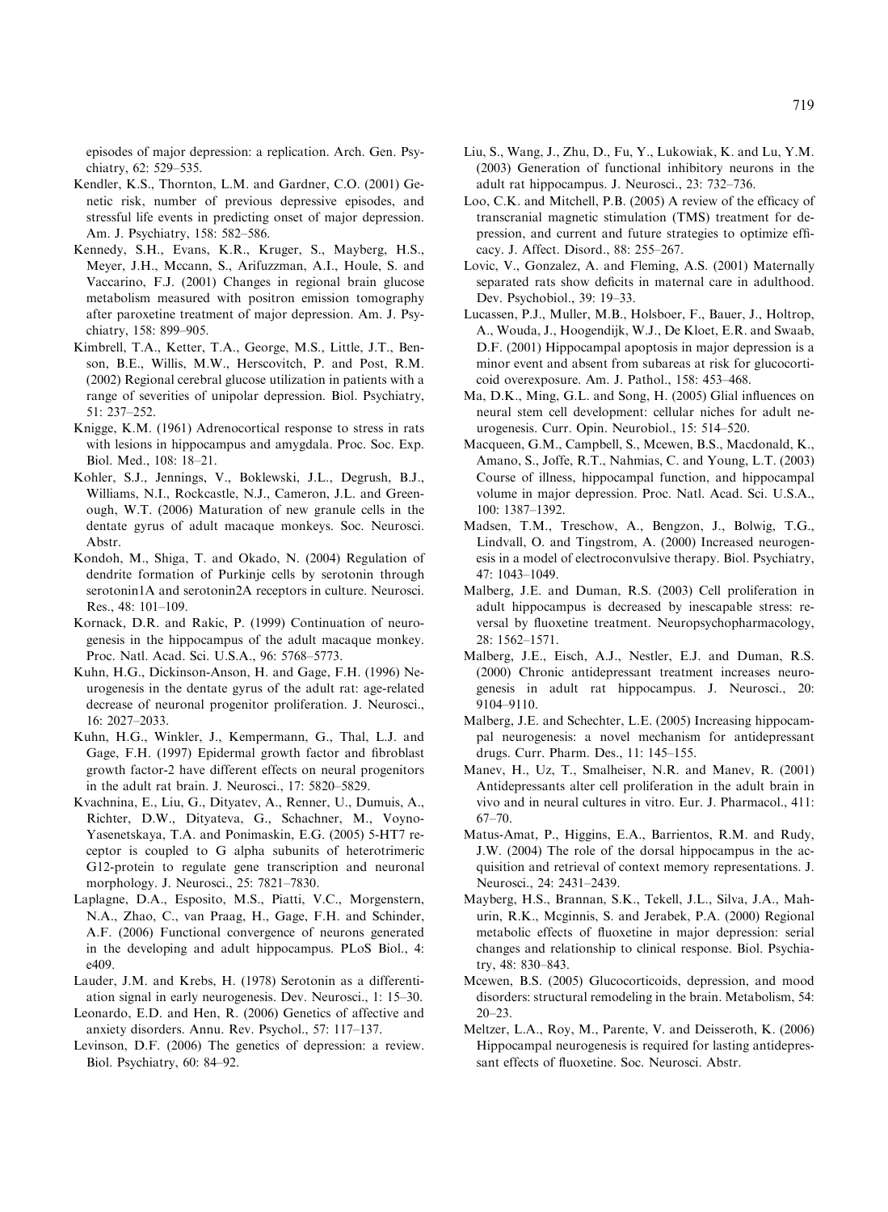episodes of major depression: a replication. Arch. Gen. Psychiatry, 62: 529–535.

Kendler, K.S., Thornton, L.M. and Gardner, C.O. (2001) Genetic risk, number of previous depressive episodes, and stressful life events in predicting onset of major depression. Am. J. Psychiatry, 158: 582–586.

Kennedy, S.H., Evans, K.R., Kruger, S., Mayberg, H.S., Meyer, J.H., Mccann, S., Arifuzzman, A.I., Houle, S. and Vaccarino, F.J. (2001) Changes in regional brain glucose metabolism measured with positron emission tomography after paroxetine treatment of major depression. Am. J. Psychiatry, 158: 899–905.

Kimbrell, T.A., Ketter, T.A., George, M.S., Little, J.T., Benson, B.E., Willis, M.W., Herscovitch, P. and Post, R.M. (2002) Regional cerebral glucose utilization in patients with a range of severities of unipolar depression. Biol. Psychiatry, 51: 237–252.

Knigge, K.M. (1961) Adrenocortical response to stress in rats with lesions in hippocampus and amygdala. Proc. Soc. Exp. Biol. Med., 108: 18–21.

Kohler, S.J., Jennings, V., Boklewski, J.L., Degrush, B.J., Williams, N.I., Rockcastle, N.J., Cameron, J.L. and Greenough, W.T. (2006) Maturation of new granule cells in the dentate gyrus of adult macaque monkeys. Soc. Neurosci. Abstr.

Kondoh, M., Shiga, T. and Okado, N. (2004) Regulation of dendrite formation of Purkinje cells by serotonin through serotonin1A and serotonin2A receptors in culture. Neurosci. Res., 48: 101–109.

Kornack, D.R. and Rakic, P. (1999) Continuation of neurogenesis in the hippocampus of the adult macaque monkey. Proc. Natl. Acad. Sci. U.S.A., 96: 5768–5773.

Kuhn, H.G., Dickinson-Anson, H. and Gage, F.H. (1996) Neurogenesis in the dentate gyrus of the adult rat: age-related decrease of neuronal progenitor proliferation. J. Neurosci., 16: 2027–2033.

Kuhn, H.G., Winkler, J., Kempermann, G., Thal, L.J. and Gage, F.H. (1997) Epidermal growth factor and fibroblast growth factor-2 have different effects on neural progenitors in the adult rat brain. J. Neurosci., 17: 5820–5829.

Kvachnina, E., Liu, G., Dityatev, A., Renner, U., Dumuis, A., Richter, D.W., Dityateva, G., Schachner, M., Voyno-Yasenetskaya, T.A. and Ponimaskin, E.G. (2005) 5-HT7 receptor is coupled to G alpha subunits of heterotrimeric G12-protein to regulate gene transcription and neuronal morphology. J. Neurosci., 25: 7821–7830.

Laplagne, D.A., Esposito, M.S., Piatti, V.C., Morgenstern, N.A., Zhao, C., van Praag, H., Gage, F.H. and Schinder, A.F. (2006) Functional convergence of neurons generated in the developing and adult hippocampus. PLoS Biol., 4: e409.

Lauder, J.M. and Krebs, H. (1978) Serotonin as a differentiation signal in early neurogenesis. Dev. Neurosci., 1: 15–30.

Leonardo, E.D. and Hen, R. (2006) Genetics of affective and anxiety disorders. Annu. Rev. Psychol., 57: 117–137.

Levinson, D.F. (2006) The genetics of depression: a review. Biol. Psychiatry, 60: 84–92.

Liu, S., Wang, J., Zhu, D., Fu, Y., Lukowiak, K. and Lu, Y.M. (2003) Generation of functional inhibitory neurons in the adult rat hippocampus. J. Neurosci., 23: 732–736.

Loo, C.K. and Mitchell, P.B. (2005) A review of the efficacy of transcranial magnetic stimulation (TMS) treatment for depression, and current and future strategies to optimize efficacy. J. Affect. Disord., 88: 255–267.

Lovic, V., Gonzalez, A. and Fleming, A.S. (2001) Maternally separated rats show deficits in maternal care in adulthood. Dev. Psychobiol., 39: 19–33.

Lucassen, P.J., Muller, M.B., Holsboer, F., Bauer, J., Holtrop, A., Wouda, J., Hoogendijk, W.J., De Kloet, E.R. and Swaab, D.F. (2001) Hippocampal apoptosis in major depression is a minor event and absent from subareas at risk for glucocorticoid overexposure. Am. J. Pathol., 158: 453–468.

Ma, D.K., Ming, G.L. and Song, H. (2005) Glial influences on neural stem cell development: cellular niches for adult neurogenesis. Curr. Opin. Neurobiol., 15: 514–520.

Macqueen, G.M., Campbell, S., Mcewen, B.S., Macdonald, K., Amano, S., Joffe, R.T., Nahmias, C. and Young, L.T. (2003) Course of illness, hippocampal function, and hippocampal volume in major depression. Proc. Natl. Acad. Sci. U.S.A., 100: 1387–1392.

Madsen, T.M., Treschow, A., Bengzon, J., Bolwig, T.G., Lindvall, O. and Tingstrom, A. (2000) Increased neurogenesis in a model of electroconvulsive therapy. Biol. Psychiatry, 47: 1043–1049.

Malberg, J.E. and Duman, R.S. (2003) Cell proliferation in adult hippocampus is decreased by inescapable stress: reversal by fluoxetine treatment. Neuropsychopharmacology, 28: 1562–1571.

Malberg, J.E., Eisch, A.J., Nestler, E.J. and Duman, R.S. (2000) Chronic antidepressant treatment increases neurogenesis in adult rat hippocampus. J. Neurosci., 20: 9104–9110.

Malberg, J.E. and Schechter, L.E. (2005) Increasing hippocampal neurogenesis: a novel mechanism for antidepressant drugs. Curr. Pharm. Des., 11: 145–155.

Manev, H., Uz, T., Smalheiser, N.R. and Manev, R. (2001) Antidepressants alter cell proliferation in the adult brain in vivo and in neural cultures in vitro. Eur. J. Pharmacol., 411: 67–70.

Matus-Amat, P., Higgins, E.A., Barrientos, R.M. and Rudy, J.W. (2004) The role of the dorsal hippocampus in the acquisition and retrieval of context memory representations. J. Neurosci., 24: 2431–2439.

Mayberg, H.S., Brannan, S.K., Tekell, J.L., Silva, J.A., Mahurin, R.K., Mcginnis, S. and Jerabek, P.A. (2000) Regional metabolic effects of fluoxetine in major depression: serial changes and relationship to clinical response. Biol. Psychiatry, 48: 830–843.

Mcewen, B.S. (2005) Glucocorticoids, depression, and mood disorders: structural remodeling in the brain. Metabolism, 54: 20–23.

Meltzer, L.A., Roy, M., Parente, V. and Deisseroth, K. (2006) Hippocampal neurogenesis is required for lasting antidepressant effects of fluoxetine. Soc. Neurosci. Abstr.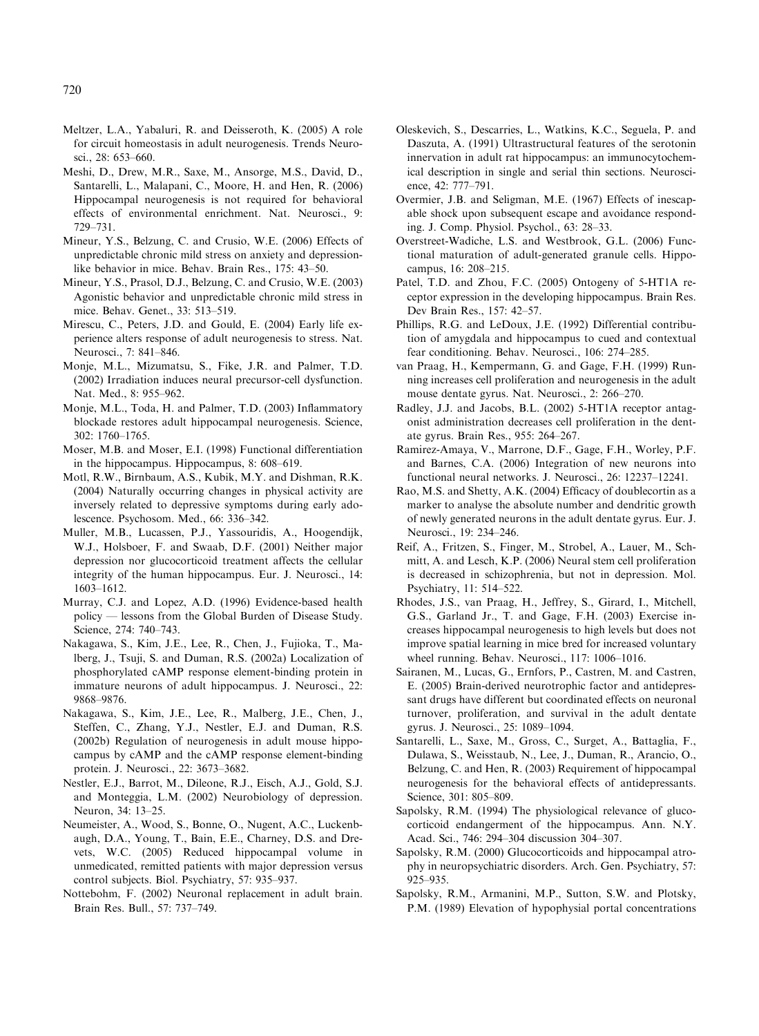Meltzer, L.A., Yabaluri, R. and Deisseroth, K. (2005) A role for circuit homeostasis in adult neurogenesis. Trends Neurosci., 28: 653–660.

Meshi, D., Drew, M.R., Saxe, M., Ansorge, M.S., David, D., Santarelli, L., Malapani, C., Moore, H. and Hen, R. (2006) Hippocampal neurogenesis is not required for behavioral effects of environmental enrichment. Nat. Neurosci., 9: 729–731.

Mineur, Y.S., Belzung, C. and Crusio, W.E. (2006) Effects of unpredictable chronic mild stress on anxiety and depression-like behavior in mice. Behav. Brain Res., 175: 43–50.

Mineur, Y.S., Prasol, D.J., Belzung, C. and Crusio, W.E. (2003) Agonistic behavior and unpredictable chronic mild stress in mice. Behav. Genet., 33: 513–519.

Mirescu, C., Peters, J.D. and Gould, E. (2004) Early life experience alters response of adult neurogenesis to stress. Nat. Neurosci., 7: 841–846.

Monje, M.L., Mizumatsu, S., Fike, J.R. and Palmer, T.D. (2002) Irradiation induces neural precursor-cell dysfunction. Nat. Med., 8: 955–962.

Monje, M.L., Toda, H. and Palmer, T.D. (2003) Inflammatory blockade restores adult hippocampal neurogenesis. Science, 302: 1760–1765.

Moser, M.B. and Moser, E.I. (1998) Functional differentiation in the hippocampus. Hippocampus, 8: 608–619.

Motl, R.W., Birnbaum, A.S., Kubik, M.Y. and Dishman, R.K. (2004) Naturally occurring changes in physical activity are inversely related to depressive symptoms during early adolescence. Psychosom. Med., 66: 336–342.

Muller, M.B., Lucassen, P.J., Yassouridis, A., Hoogendijk, W.J., Holsboer, F. and Swaab, D.F. (2001) Neither major depression nor glucocorticoid treatment affects the cellular integrity of the human hippocampus. Eur. J. Neurosci., 14: 1603–1612.

Murray, C.J. and Lopez, A.D. (1996) Evidence-based health policy — lessons from the Global Burden of Disease Study. Science, 274: 740–743.

Nakagawa, S., Kim, J.E., Lee, R., Chen, J., Fujioka, T., Malberg, J., Tsuji, S. and Duman, R.S. (2002a) Localization of phosphorylated cAMP response element-binding protein in immature neurons of adult hippocampus. J. Neurosci., 22: 9868–9876.

Nakagawa, S., Kim, J.E., Lee, R., Malberg, J.E., Chen, J., Steffen, C., Zhang, Y.J., Nestler, E.J. and Duman, R.S. (2002b) Regulation of neurogenesis in adult mouse hippocampus by cAMP and the cAMP response element-binding protein. J. Neurosci., 22: 3673–3682.

Nestler, E.J., Barrot, M., Dileone, R.J., Eisch, A.J., Gold, S.J. and Monteggia, L.M. (2002) Neurobiology of depression. Neuron, 34: 13–25.

Neumeister, A., Wood, S., Bonne, O., Nugent, A.C., Luckenbaugh, D.A., Young, T., Bain, E.E., Charney, D.S. and Drevets, W.C. (2005) Reduced hippocampal volume in unmedicated, remitted patients with major depression versus control subjects. Biol. Psychiatry, 57: 935–937.

Nottebohm, F. (2002) Neuronal replacement in adult brain. Brain Res. Bull., 57: 737–749.

Oleskevich, S., Descarries, L., Watkins, K.C., Seguela, P. and Daszuta, A. (1991) Ultrastructural features of the serotonin innervation in adult rat hippocampus: an immunocytochemical description in single and serial thin sections. Neuroscience, 42: 777–791.

Overmier, J.B. and Seligman, M.E. (1967) Effects of inescapable shock upon subsequent escape and avoidance responding. J. Comp. Physiol. Psychol., 63: 28–33.

Overstreet-Wadiche, L.S. and Westbrook, G.L. (2006) Functional maturation of adult-generated granule cells. Hippocampus, 16: 208–215.

Patel, T.D. and Zhou, F.C. (2005) Ontogeny of 5-HT1A receptor expression in the developing hippocampus. Brain Res. Dev Brain Res., 157: 42–57.

Phillips, R.G. and LeDoux, J.E. (1992) Differential contribution of amygdala and hippocampus to cued and contextual fear conditioning. Behav. Neurosci., 106: 274–285.

van Praag, H., Kempermann, G. and Gage, F.H. (1999) Running increases cell proliferation and neurogenesis in the adult mouse dentate gyrus. Nat. Neurosci., 2: 266–270.

Radley, J.J. and Jacobs, B.L. (2002) 5-HT1A receptor antagonist administration decreases cell proliferation in the dentate gyrus. Brain Res., 955: 264–267.

Ramirez-Amaya, V., Marrone, D.F., Gage, F.H., Worley, P.F. and Barnes, C.A. (2006) Integration of new neurons into functional neural networks. J. Neurosci., 26: 12237–12241.

Rao, M.S. and Shetty, A.K. (2004) Efficacy of doublecortin as a marker to analyse the absolute number and dendritic growth of newly generated neurons in the adult dentate gyrus. Eur. J. Neurosci., 19: 234–246.

Reif, A., Fritzen, S., Finger, M., Strobel, A., Lauer, M., Schmitt, A. and Lesch, K.P. (2006) Neural stem cell proliferation is decreased in schizophrenia, but not in depression. Mol. Psychiatry, 11: 514–522.

Rhodes, J.S., van Praag, H., Jeffrey, S., Girard, I., Mitchell, G.S., Garland Jr., T. and Gage, F.H. (2003) Exercise increases hippocampal neurogenesis to high levels but does not improve spatial learning in mice bred for increased voluntary wheel running. Behav. Neurosci., 117: 1006–1016.

Sairanen, M., Lucas, G., Ernfors, P., Castren, M. and Castren, E. (2005) Brain-derived neurotrophic factor and antidepressant drugs have different but coordinated effects on neuronal turnover, proliferation, and survival in the adult dentate gyrus. J. Neurosci., 25: 1089–1094.

Santarelli, L., Saxe, M., Gross, C., Surget, A., Battaglia, F., Dulawa, S., Weisstaub, N., Lee, J., Duman, R., Arancio, O., Belzung, C. and Hen, R. (2003) Requirement of hippocampal neurogenesis for the behavioral effects of antidepressants. Science, 301: 805–809.

Sapolsky, R.M. (1994) The physiological relevance of glucocorticoid endangerment of the hippocampus. Ann. N.Y. Acad. Sci., 746: 294–304 discussion 304–307.

Sapolsky, R.M. (2000) Glucocorticoids and hippocampal atrophy in neuropsychiatric disorders. Arch. Gen. Psychiatry, 57: 925–935.

Sapolsky, R.M., Armanini, M.P., Sutton, S.W. and Plotsky, P.M. (1989) Elevation of hypophysial portal concentrations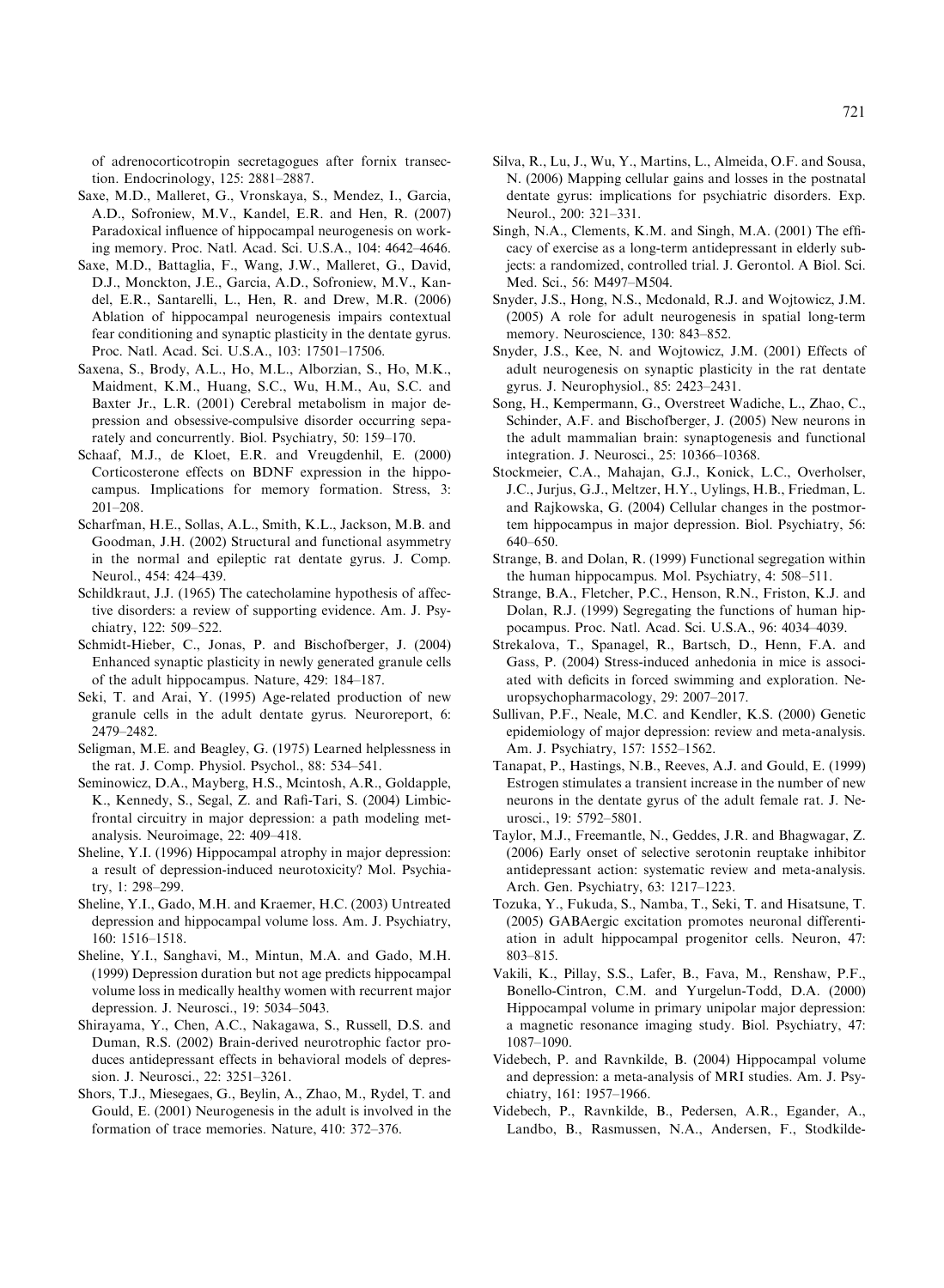of adrenocorticotropin secretagogues after fornix transection. Endocrinology, 125: 2881–2887.

Saxe, M.D., Malleret, G., Vronskaya, S., Mendez, I., Garcia, A.D., Sofroniew, M.V., Kandel, E.R. and Hen, R. (2007) Paradoxical influence of hippocampal neurogenesis on working memory. Proc. Natl. Acad. Sci. U.S.A., 104: 4642–4646.

Saxe, M.D., Battaglia, F., Wang, J.W., Malleret, G., David, D.J., Monckton, J.E., Garcia, A.D., Sofroniew, M.V., Kandel, E.R., Santarelli, L., Hen, R. and Drew, M.R. (2006) Ablation of hippocampal neurogenesis impairs contextual fear conditioning and synaptic plasticity in the dentate gyrus. Proc. Natl. Acad. Sci. U.S.A., 103: 17501–17506.

Saxena, S., Brody, A.L., Ho, M.L., Alborzian, S., Ho, M.K., Maidment, K.M., Huang, S.C., Wu, H.M., Au, S.C. and Baxter Jr., L.R. (2001) Cerebral metabolism in major depression and obsessive-compulsive disorder occurring separately and concurrently. Biol. Psychiatry, 50: 159–170.

Schaaf, M.J., de Kloet, E.R. and Vreugdenhil, E. (2000) Corticosterone effects on BDNF expression in the hippocampus. Implications for memory formation. Stress, 3: 201–208.

Scharfman, H.E., Sollas, A.L., Smith, K.L., Jackson, M.B. and Goodman, J.H. (2002) Structural and functional asymmetry in the normal and epileptic rat dentate gyrus. J. Comp. Neurol., 454: 424–439.

Schildkraut, J.J. (1965) The catecholamine hypothesis of affective disorders: a review of supporting evidence. Am. J. Psychiatry, 122: 509–522.

Schmidt-Hieber, C., Jonas, P. and Bischofberger, J. (2004) Enhanced synaptic plasticity in newly generated granule cells of the adult hippocampus. Nature, 429: 184–187.

Seki, T. and Arai, Y. (1995) Age-related production of new granule cells in the adult dentate gyrus. Neuroreport, 6: 2479–2482.

Seligman, M.E. and Beagley, G. (1975) Learned helplessness in the rat. J. Comp. Physiol. Psychol., 88: 534–541.

Seminowicz, D.A., Mayberg, H.S., Mcintosh, A.R., Goldapple, K., Kennedy, S., Segal, Z. and Rafi-Tari, S. (2004) Limbic-frontal circuitry in major depression: a path modeling metanalysis. Neuroimage, 22: 409–418.

Sheline, Y.I. (1996) Hippocampal atrophy in major depression: a result of depression-induced neurotoxicity? Mol. Psychiatry, 1: 298–299.

Sheline, Y.I., Gado, M.H. and Kraemer, H.C. (2003) Untreated depression and hippocampal volume loss. Am. J. Psychiatry, 160: 1516–1518.

Sheline, Y.I., Sanghavi, M., Mintun, M.A. and Gado, M.H. (1999) Depression duration but not age predicts hippocampal volume loss in medically healthy women with recurrent major depression. J. Neurosci., 19: 5034–5043.

Shirayama, Y., Chen, A.C., Nakagawa, S., Russell, D.S. and Duman, R.S. (2002) Brain-derived neurotrophic factor produces antidepressant effects in behavioral models of depression. J. Neurosci., 22: 3251–3261.

Shors, T.J., Miesegaes, G., Beylin, A., Zhao, M., Rydel, T. and Gould, E. (2001) Neurogenesis in the adult is involved in the formation of trace memories. Nature, 410: 372–376.

Silva, R., Lu, J., Wu, Y., Martins, L., Almeida, O.F. and Sousa, N. (2006) Mapping cellular gains and losses in the postnatal dentate gyrus: implications for psychiatric disorders. Exp. Neurol., 200: 321–331.

Singh, N.A., Clements, K.M. and Singh, M.A. (2001) The efficacy of exercise as a long-term antidepressant in elderly subjects: a randomized, controlled trial. J. Gerontol. A Biol. Sci. Med. Sci., 56: M497–M504.

Snyder, J.S., Hong, N.S., Mcdonald, R.J. and Wojtowicz, J.M. (2005) A role for adult neurogenesis in spatial long-term memory. Neuroscience, 130: 843–852.

Snyder, J.S., Kee, N. and Wojtowicz, J.M. (2001) Effects of adult neurogenesis on synaptic plasticity in the rat dentate gyrus. J. Neurophysiol., 85: 2423–2431.

Song, H., Kempermann, G., Overstreet Wadiche, L., Zhao, C., Schinder, A.F. and Bischofberger, J. (2005) New neurons in the adult mammalian brain: synaptogenesis and functional integration. J. Neurosci., 25: 10366–10368.

Stockmeier, C.A., Mahajan, G.J., Konick, L.C., Overholser, J.C., Jurjus, G.J., Meltzer, H.Y., Uylings, H.B., Friedman, L. and Rajkowska, G. (2004) Cellular changes in the postmortem hippocampus in major depression. Biol. Psychiatry, 56: 640–650.

Strange, B. and Dolan, R. (1999) Functional segregation within the human hippocampus. Mol. Psychiatry, 4: 508–511.

Strange, B.A., Fletcher, P.C., Henson, R.N., Friston, K.J. and Dolan, R.J. (1999) Segregating the functions of human hippocampus. Proc. Natl. Acad. Sci. U.S.A., 96: 4034–4039.

Strekalova, T., Spanagel, R., Bartsch, D., Henn, F.A. and Gass, P. (2004) Stress-induced anhedonia in mice is associated with deficits in forced swimming and exploration. Neuropsychopharmacology, 29: 2007–2017.

Sullivan, P.F., Neale, M.C. and Kendler, K.S. (2000) Genetic epidemiology of major depression: review and meta-analysis. Am. J. Psychiatry, 157: 1552–1562.

Tanapat, P., Hastings, N.B., Reeves, A.J. and Gould, E. (1999) Estrogen stimulates a transient increase in the number of new neurons in the dentate gyrus of the adult female rat. J. Neurosci., 19: 5792–5801.

Taylor, M.J., Freemantle, N., Geddes, J.R. and Bhagwagar, Z. (2006) Early onset of selective serotonin reuptake inhibitor antidepressant action: systematic review and meta-analysis. Arch. Gen. Psychiatry, 63: 1217–1223.

Tozuka, Y., Fukuda, S., Namba, T., Seki, T. and Hisatsune, T. (2005) GABAergic excitation promotes neuronal differentiation in adult hippocampal progenitor cells. Neuron, 47: 803–815.

Vakili, K., Pillay, S.S., Lafer, B., Fava, M., Renshaw, P.F., Bonello-Cintron, C.M. and Yurgelun-Todd, D.A. (2000) Hippocampal volume in primary unipolar major depression: a magnetic resonance imaging study. Biol. Psychiatry, 47: 1087–1090.

Videbech, P. and Ravnkilde, B. (2004) Hippocampal volume and depression: a meta-analysis of MRI studies. Am. J. Psychiatry, 161: 1957–1966.

Videbech, P., Ravnkilde, B., Pedersen, A.R., Egander, A., Landbo, B., Rasmussen, N.A., Andersen, F., Stodkilde-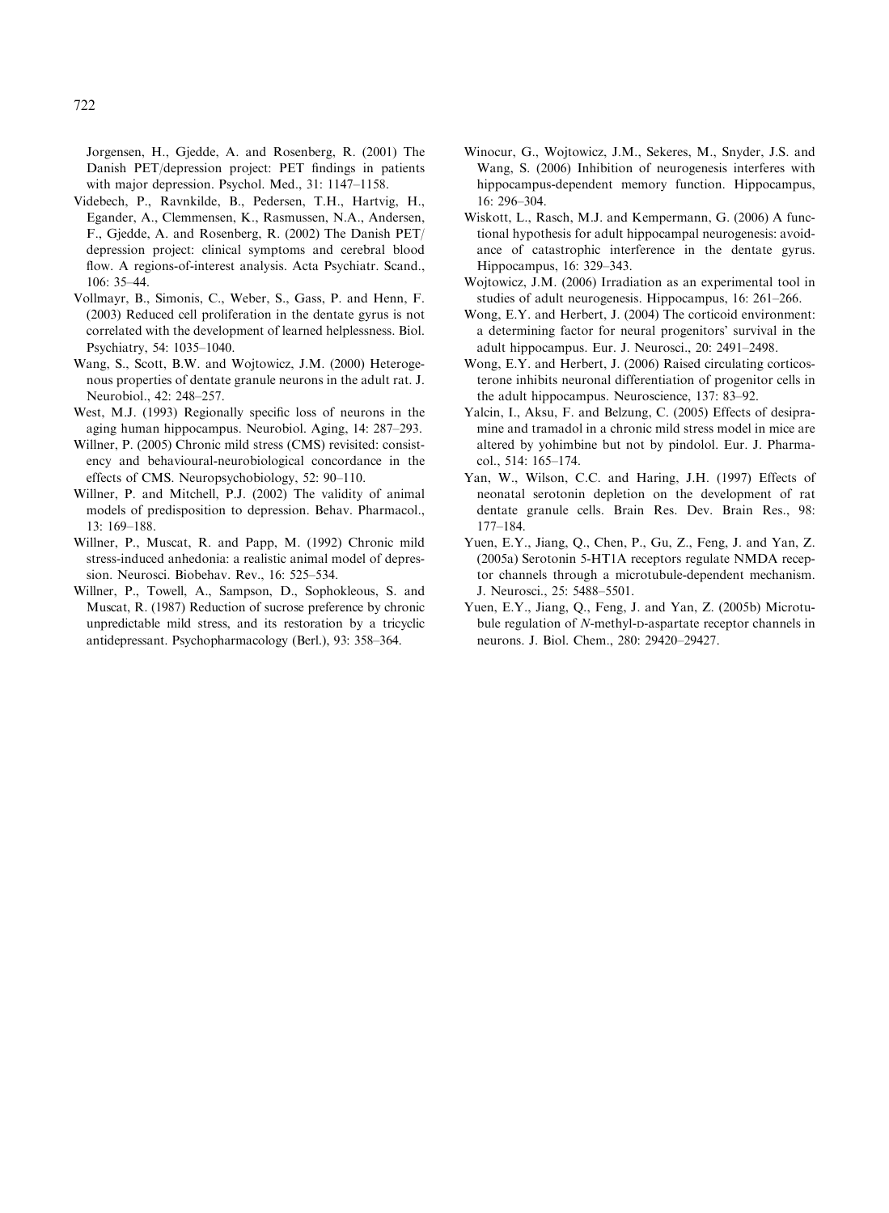Jorgensen, H., Gjedde, A. and Rosenberg, R. (2001) The Danish PET/depression project: PET findings in patients with major depression. Psychol. Med., 31: 1147–1158.

Videbech, P., Ravnkilde, B., Pedersen, T.H., Hartvig, H., Egander, A., Clemmensen, K., Rasmussen, N.A., Andersen, F., Gjedde, A. and Rosenberg, R. (2002) The Danish PET/depression project: clinical symptoms and cerebral blood flow. A regions-of-interest analysis. Acta Psychiatr. Scand., 106: 35–44.

Vollmayr, B., Simonis, C., Weber, S., Gass, P. and Henn, F. (2003) Reduced cell proliferation in the dentate gyrus is not correlated with the development of learned helplessness. Biol. Psychiatry, 54: 1035–1040.

Wang, S., Scott, B.W. and Wojtowicz, J.M. (2000) Heterogenous properties of dentate granule neurons in the adult rat. J. Neurobiol., 42: 248–257.

West, M.J. (1993) Regionally specific loss of neurons in the aging human hippocampus. Neurobiol. Aging, 14: 287–293.

Willner, P. (2005) Chronic mild stress (CMS) revisited: consistency and behavioural-neurobiological concordance in the effects of CMS. Neuropsychobiology, 52: 90–110.

Willner, P. and Mitchell, P.J. (2002) The validity of animal models of predisposition to depression. Behav. Pharmacol., 13: 169–188.

Willner, P., Muscat, R. and Papp, M. (1992) Chronic mild stress-induced anhedonia: a realistic animal model of depression. Neurosci. Biobehav. Rev., 16: 525–534.

Willner, P., Towell, A., Sampson, D., Sophokleous, S. and Muscat, R. (1987) Reduction of sucrose preference by chronic unpredictable mild stress, and its restoration by a tricyclic antidepressant. Psychopharmacology (Berl.), 93: 358–364.

Winocur, G., Wojtowicz, J.M., Sekeres, M., Snyder, J.S. and Wang, S. (2006) Inhibition of neurogenesis interferes with hippocampus-dependent memory function. Hippocampus, 16: 296–304.

Wiskott, L., Rasch, M.J. and Kempermann, G. (2006) A functional hypothesis for adult hippocampal neurogenesis: avoidance of catastrophic interference in the dentate gyrus. Hippocampus, 16: 329–343.

Wojtowicz, J.M. (2006) Irradiation as an experimental tool in studies of adult neurogenesis. Hippocampus, 16: 261–266.

Wong, E.Y. and Herbert, J. (2004) The corticoid environment: a determining factor for neural progenitors' survival in the adult hippocampus. Eur. J. Neurosci., 20: 2491–2498.

Wong, E.Y. and Herbert, J. (2006) Raised circulating corticosterone inhibits neuronal differentiation of progenitor cells in the adult hippocampus. Neuroscience, 137: 83–92.

Yalcin, I., Aksu, F. and Belzung, C. (2005) Effects of desipramine and tramadol in a chronic mild stress model in mice are altered by yohimbine but not by pindolol. Eur. J. Pharmacol., 514: 165–174.

Yan, W., Wilson, C.C. and Haring, J.H. (1997) Effects of neonatal serotonin depletion on the development of rat dentate granule cells. Brain Res. Dev. Brain Res., 98: 177–184.

Yuen, E.Y., Jiang, Q., Chen, P., Gu, Z., Feng, J. and Yan, Z. (2005a) Serotonin 5-HT1A receptors regulate NMDA receptor channels through a microtubule-dependent mechanism. J. Neurosci., 25: 5488–5501.

Yuen, E.Y., Jiang, Q., Feng, J. and Yan, Z. (2005b) Microtubule regulation of *N*-methyl-D-aspartate receptor channels in neurons. J. Biol. Chem., 280: 29420–29427.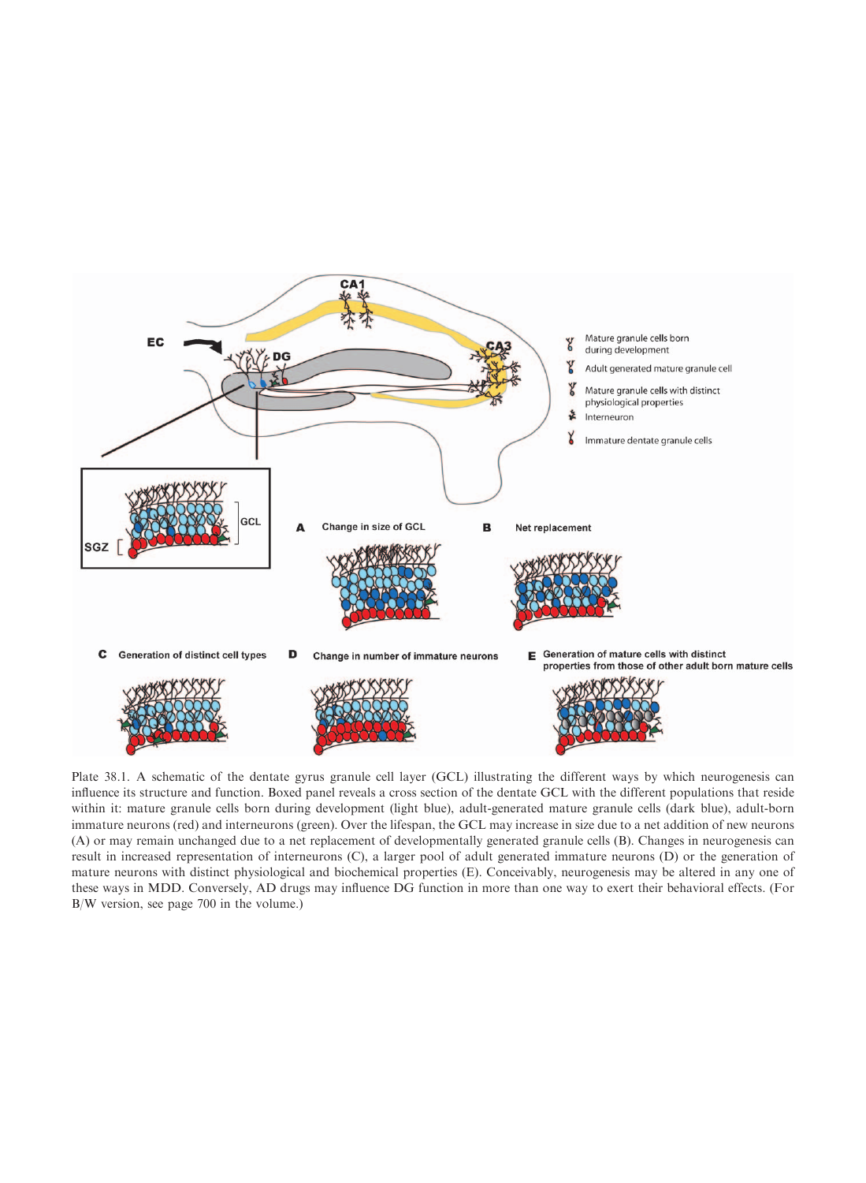CA1

EC

DG

CA3

Mature granule cells born during development

Adult generated mature granule cell

Mature granule cells with distinct physiological properties

Interneuron

Immature dentate granule cells

GCL

SGZ

A Change in size of GCL

B Net replacement

C Generation of distinct cell types

D Change in number of immature neurons

E Generation of mature cells with distinct properties from those of other adult born mature cells

Plate 38.1. A schematic of the dentate gyrus granule cell layer (GCL) illustrating the different ways by which neurogenesis can influence its structure and function. Boxed panel reveals a cross section of the dentate GCL with the different populations that reside within it: mature granule cells born during development (light blue), adult-generated mature granule cells (dark blue), adult-born immature neurons (red) and interneurons (green). Over the lifespan, the GCL may increase in size due to a net addition of new neurons (A) or may remain unchanged due to a net replacement of developmentally generated granule cells (B). Changes in neurogenesis can result in increased representation of interneurons (C), a larger pool of adult generated immature neurons (D) or the generation of mature neurons with distinct physiological and biochemical properties (E). Conceivably, neurogenesis may be altered in any one of these ways in MDD. Conversely, AD drugs may influence DG function in more than one way to exert their behavioral effects. (For B/W version, see page 700 in the volume.)